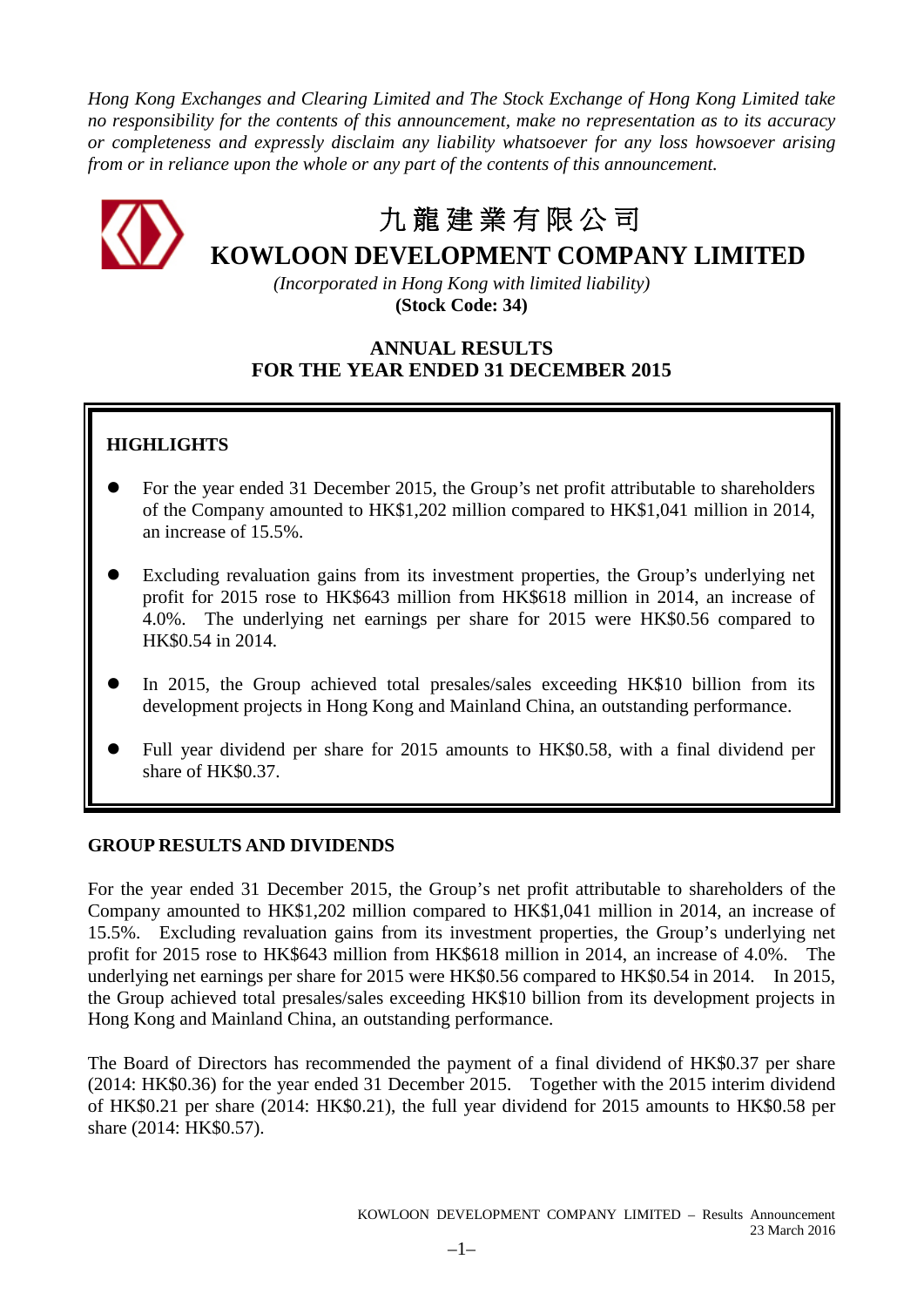*Hong Kong Exchanges and Clearing Limited and The Stock Exchange of Hong Kong Limited take no responsibility for the contents of this announcement, make no representation as to its accuracy or completeness and expressly disclaim any liability whatsoever for any loss howsoever arising from or in reliance upon the whole or any part of the contents of this announcement.*

# 九龍建業有限公司
# KOWLOON DEVELOPMENT COMPANY LIMITED

*(Incorporated in Hong Kong with limited liability)*
**(Stock Code: 34)**

## ANNUAL RESULTS
## FOR THE YEAR ENDED 31 DECEMBER 2015

### HIGHLIGHTS

- For the year ended 31 December 2015, the Group's net profit attributable to shareholders of the Company amounted to HK$1,202 million compared to HK$1,041 million in 2014, an increase of 15.5%.
- Excluding revaluation gains from its investment properties, the Group's underlying net profit for 2015 rose to HK$643 million from HK$618 million in 2014, an increase of 4.0%. The underlying net earnings per share for 2015 were HK$0.56 compared to HK$0.54 in 2014.
- In 2015, the Group achieved total presales/sales exceeding HK$10 billion from its development projects in Hong Kong and Mainland China, an outstanding performance.
- Full year dividend per share for 2015 amounts to HK$0.58, with a final dividend per share of HK$0.37.

### GROUP RESULTS AND DIVIDENDS

For the year ended 31 December 2015, the Group's net profit attributable to shareholders of the Company amounted to HK$1,202 million compared to HK$1,041 million in 2014, an increase of 15.5%. Excluding revaluation gains from its investment properties, the Group's underlying net profit for 2015 rose to HK$643 million from HK$618 million in 2014, an increase of 4.0%. The underlying net earnings per share for 2015 were HK$0.56 compared to HK$0.54 in 2014. In 2015, the Group achieved total presales/sales exceeding HK$10 billion from its development projects in Hong Kong and Mainland China, an outstanding performance.

The Board of Directors has recommended the payment of a final dividend of HK$0.37 per share (2014: HK$0.36) for the year ended 31 December 2015. Together with the 2015 interim dividend of HK$0.21 per share (2014: HK$0.21), the full year dividend for 2015 amounts to HK$0.58 per share (2014: HK$0.57).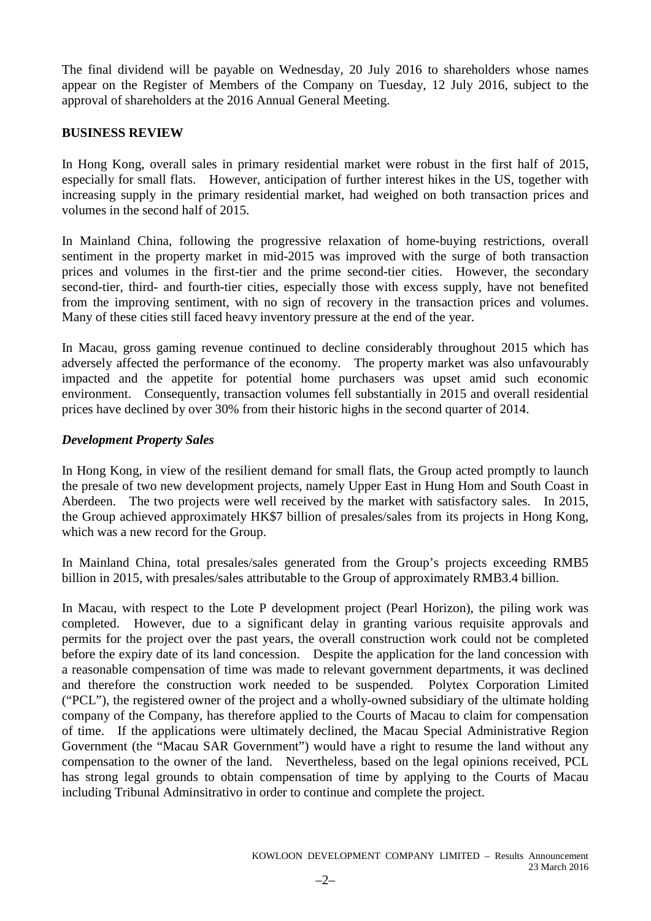The final dividend will be payable on Wednesday, 20 July 2016 to shareholders whose names appear on the Register of Members of the Company on Tuesday, 12 July 2016, subject to the approval of shareholders at the 2016 Annual General Meeting.

**BUSINESS REVIEW**

In Hong Kong, overall sales in primary residential market were robust in the first half of 2015, especially for small flats. However, anticipation of further interest hikes in the US, together with increasing supply in the primary residential market, had weighed on both transaction prices and volumes in the second half of 2015.

In Mainland China, following the progressive relaxation of home-buying restrictions, overall sentiment in the property market in mid-2015 was improved with the surge of both transaction prices and volumes in the first-tier and the prime second-tier cities. However, the secondary second-tier, third- and fourth-tier cities, especially those with excess supply, have not benefited from the improving sentiment, with no sign of recovery in the transaction prices and volumes. Many of these cities still faced heavy inventory pressure at the end of the year.

In Macau, gross gaming revenue continued to decline considerably throughout 2015 which has adversely affected the performance of the economy. The property market was also unfavourably impacted and the appetite for potential home purchasers was upset amid such economic environment. Consequently, transaction volumes fell substantially in 2015 and overall residential prices have declined by over 30% from their historic highs in the second quarter of 2014.

***Development Property Sales***

In Hong Kong, in view of the resilient demand for small flats, the Group acted promptly to launch the presale of two new development projects, namely Upper East in Hung Hom and South Coast in Aberdeen. The two projects were well received by the market with satisfactory sales. In 2015, the Group achieved approximately HK$7 billion of presales/sales from its projects in Hong Kong, which was a new record for the Group.

In Mainland China, total presales/sales generated from the Group's projects exceeding RMB5 billion in 2015, with presales/sales attributable to the Group of approximately RMB3.4 billion.

In Macau, with respect to the Lote P development project (Pearl Horizon), the piling work was completed. However, due to a significant delay in granting various requisite approvals and permits for the project over the past years, the overall construction work could not be completed before the expiry date of its land concession. Despite the application for the land concession with a reasonable compensation of time was made to relevant government departments, it was declined and therefore the construction work needed to be suspended. Polytex Corporation Limited ("PCL"), the registered owner of the project and a wholly-owned subsidiary of the ultimate holding company of the Company, has therefore applied to the Courts of Macau to claim for compensation of time. If the applications were ultimately declined, the Macau Special Administrative Region Government (the "Macau SAR Government") would have a right to resume the land without any compensation to the owner of the land. Nevertheless, based on the legal opinions received, PCL has strong legal grounds to obtain compensation of time by applying to the Courts of Macau including Tribunal Adminsitrativo in order to continue and complete the project.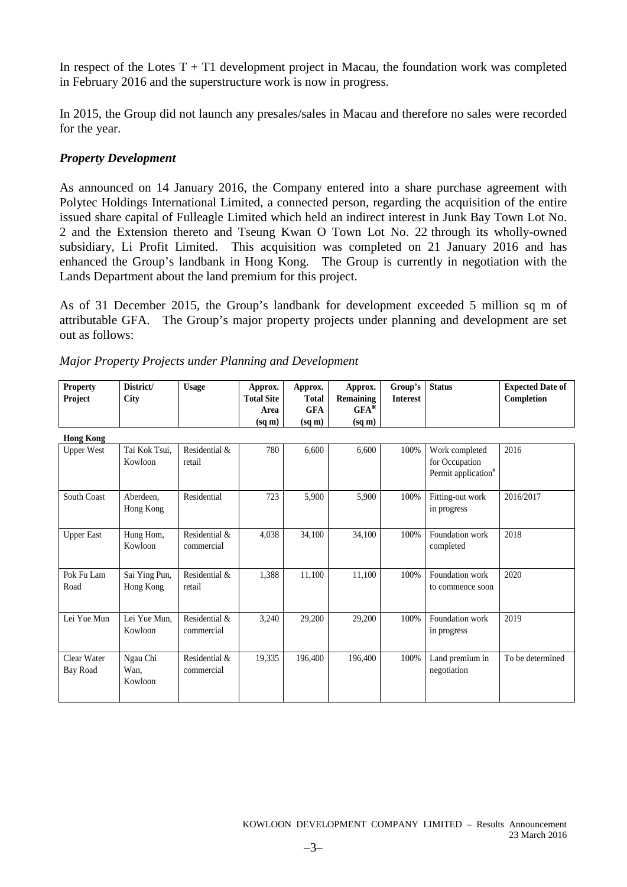In respect of the Lotes T + T1 development project in Macau, the foundation work was completed in February 2016 and the superstructure work is now in progress.

In 2015, the Group did not launch any presales/sales in Macau and therefore no sales were recorded for the year.

***Property Development***

As announced on 14 January 2016, the Company entered into a share purchase agreement with Polytec Holdings International Limited, a connected person, regarding the acquisition of the entire issued share capital of Fulleagle Limited which held an indirect interest in Junk Bay Town Lot No. 2 and the Extension thereto and Tseung Kwan O Town Lot No. 22 through its wholly-owned subsidiary, Li Profit Limited. This acquisition was completed on 21 January 2016 and has enhanced the Group's landbank in Hong Kong. The Group is currently in negotiation with the Lands Department about the land premium for this project.

As of 31 December 2015, the Group's landbank for development exceeded 5 million sq m of attributable GFA. The Group's major property projects under planning and development are set out as follows:

*Major Property Projects under Planning and Development*

| Property Project | District/ City | Usage | Approx. Total Site Area (sq m) | Approx. Total GFA (sq m) | Approx. Remaining GFA[#] (sq m) | Group's Interest | Status | Expected Date of Completion |
|---|---|---|---|---|---|---|---|---|
| **Hong Kong** | | | | | | | | |
| Upper West | Tai Kok Tsui, Kowloon | Residential & retail | 780 | 6,600 | 6,600 | 100% | Work completed for Occupation Permit application[#] | 2016 |
| South Coast | Aberdeen, Hong Kong | Residential | 723 | 5,900 | 5,900 | 100% | Fitting-out work in progress | 2016/2017 |
| Upper East | Hung Hom, Kowloon | Residential & commercial | 4,038 | 34,100 | 34,100 | 100% | Foundation work completed | 2018 |
| Pok Fu Lam Road | Sai Ying Pun, Hong Kong | Residential & retail | 1,388 | 11,100 | 11,100 | 100% | Foundation work to commence soon | 2020 |
| Lei Yue Mun | Lei Yue Mun, Kowloon | Residential & commercial | 3,240 | 29,200 | 29,200 | 100% | Foundation work in progress | 2019 |
| Clear Water Bay Road | Ngau Chi Wan, Kowloon | Residential & commercial | 19,335 | 196,400 | 196,400 | 100% | Land premium in negotiation | To be determined |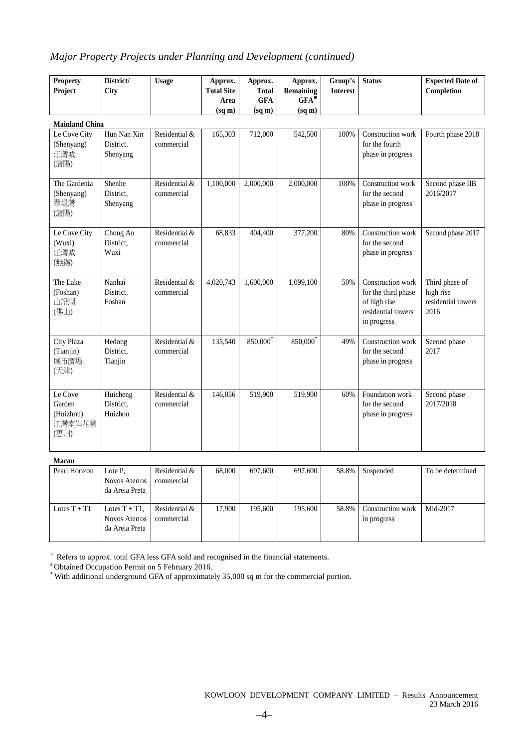*Major Property Projects under Planning and Development (continued)*

| Property Project | District/ City | Usage | Approx. Total Site Area (sq m) | Approx. Total GFA (sq m) | Approx. Remaining GFA※ (sq m) | Group's Interest | Status | Expected Date of Completion |
|---|---|---|---|---|---|---|---|---|
| **Mainland China** | | | | | | | | |
| Le Cove City (Shenyang) 江灣城 (瀋陽) | Hun Nan Xin District, Shenyang | Residential & commercial | 165,303 | 712,000 | 542,500 | 100% | Construction work for the fourth phase in progress | Fourth phase 2018 |
| The Gardenia (Shenyang) 翠堤灣 (瀋陽) | Shenhe District, Shenyang | Residential & commercial | 1,100,000 | 2,000,000 | 2,000,000 | 100% | Construction work for the second phase in progress | Second phase IIB 2016/2017 |
| Le Cove City (Wuxi) 江灣城 (無錫) | Chong An District, Wuxi | Residential & commercial | 68,833 | 404,400 | 377,200 | 80% | Construction work for the second phase in progress | Second phase 2017 |
| The Lake (Foshan) 山語湖 (佛山) | Nanhai District, Foshan | Residential & commercial | 4,020,743 | 1,600,000 | 1,099,100 | 50% | Construction work for the third phase of high rise residential towers in progress | Third phase of high rise residential towers 2016 |
| City Plaza (Tianjin) 城市廣場 (天津) | Hedong District, Tianjin | Residential & commercial | 135,540 | 850,000* | 850,000* | 49% | Construction work for the second phase in progress | Second phase 2017 |
| Le Cove Garden (Huizhou) 江灣南岸花園 (惠州) | Huicheng District, Huizhou | Residential & commercial | 146,056 | 519,900 | 519,900 | 60% | Foundation work for the second phase in progress | Second phase 2017/2018 |
| **Macau** | | | | | | | | |
| Pearl Horizon | Lote P, Novos Aterros da Areia Preta | Residential & commercial | 68,000 | 697,600 | 697,600 | 58.8% | Suspended | To be determined |
| Lotes T + T1 | Lotes T + T1, Novos Aterros da Areia Preta | Residential & commercial | 17,900 | 195,600 | 195,600 | 58.8% | Construction work in progress | Mid-2017 |

※ Refers to approx. total GFA less GFA sold and recognised in the financial statements.

\# Obtained Occupation Permit on 5 February 2016.

\* With additional underground GFA of approximately 35,000 sq m for the commercial portion.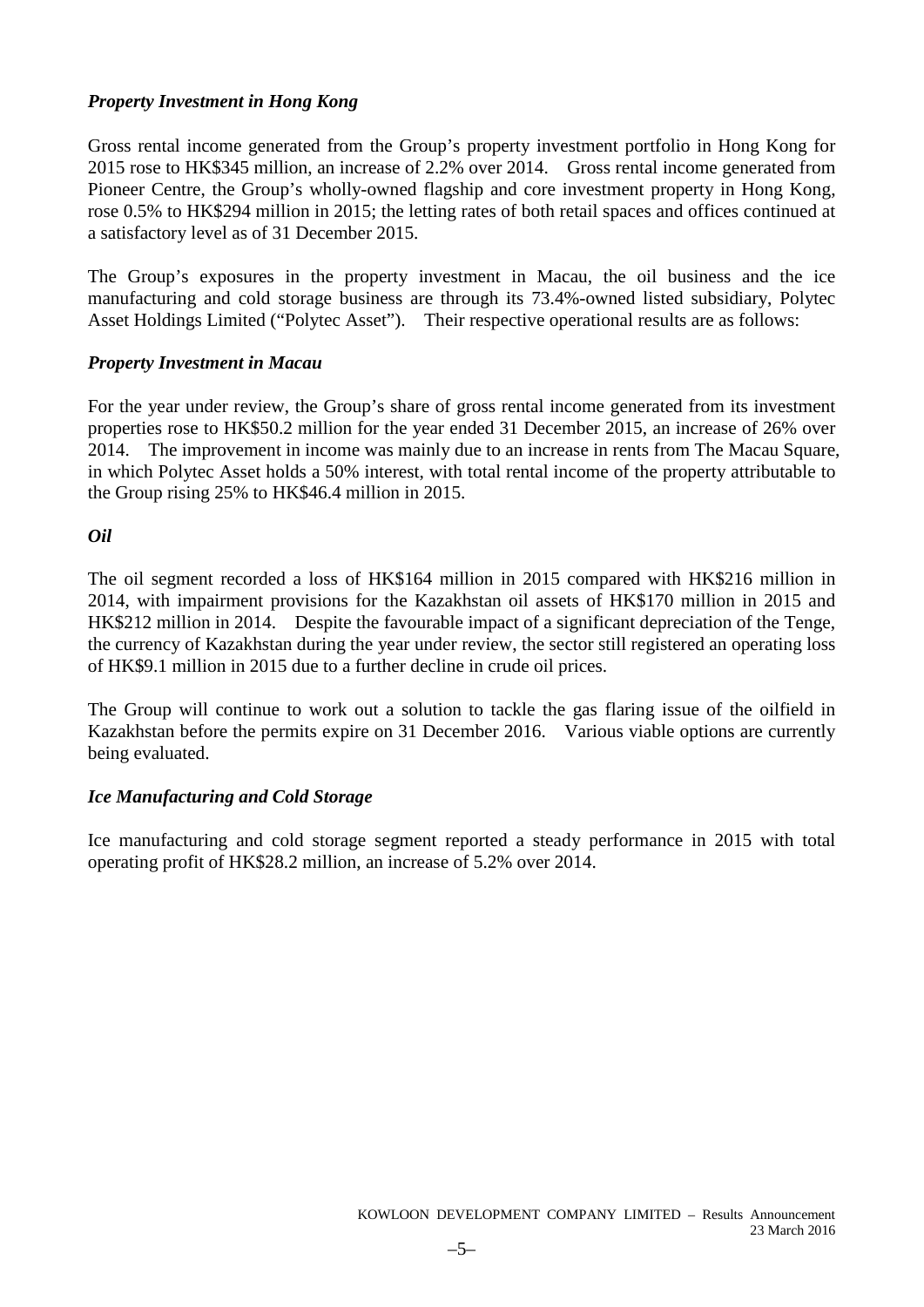***Property Investment in Hong Kong***

Gross rental income generated from the Group's property investment portfolio in Hong Kong for 2015 rose to HK$345 million, an increase of 2.2% over 2014. Gross rental income generated from Pioneer Centre, the Group's wholly-owned flagship and core investment property in Hong Kong, rose 0.5% to HK$294 million in 2015; the letting rates of both retail spaces and offices continued at a satisfactory level as of 31 December 2015.

The Group's exposures in the property investment in Macau, the oil business and the ice manufacturing and cold storage business are through its 73.4%-owned listed subsidiary, Polytec Asset Holdings Limited ("Polytec Asset"). Their respective operational results are as follows:

***Property Investment in Macau***

For the year under review, the Group's share of gross rental income generated from its investment properties rose to HK$50.2 million for the year ended 31 December 2015, an increase of 26% over 2014. The improvement in income was mainly due to an increase in rents from The Macau Square, in which Polytec Asset holds a 50% interest, with total rental income of the property attributable to the Group rising 25% to HK$46.4 million in 2015.

***Oil***

The oil segment recorded a loss of HK$164 million in 2015 compared with HK$216 million in 2014, with impairment provisions for the Kazakhstan oil assets of HK$170 million in 2015 and HK$212 million in 2014. Despite the favourable impact of a significant depreciation of the Tenge, the currency of Kazakhstan during the year under review, the sector still registered an operating loss of HK$9.1 million in 2015 due to a further decline in crude oil prices.

The Group will continue to work out a solution to tackle the gas flaring issue of the oilfield in Kazakhstan before the permits expire on 31 December 2016. Various viable options are currently being evaluated.

***Ice Manufacturing and Cold Storage***

Ice manufacturing and cold storage segment reported a steady performance in 2015 with total operating profit of HK$28.2 million, an increase of 5.2% over 2014.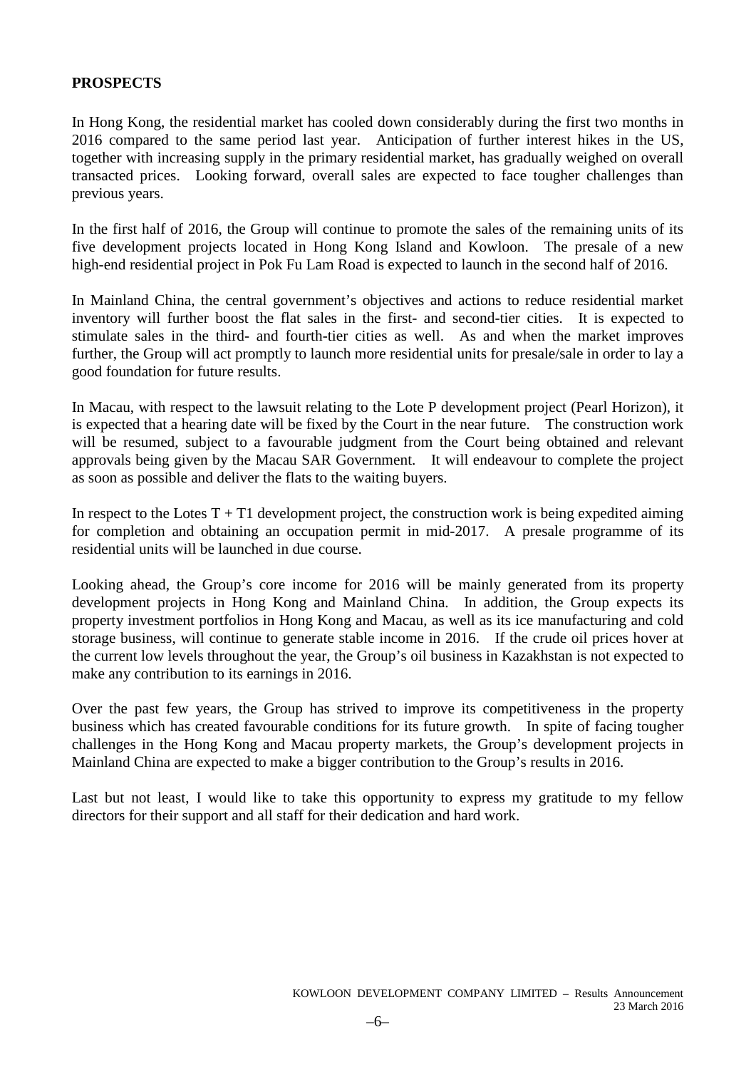**PROSPECTS**

In Hong Kong, the residential market has cooled down considerably during the first two months in 2016 compared to the same period last year. Anticipation of further interest hikes in the US, together with increasing supply in the primary residential market, has gradually weighed on overall transacted prices. Looking forward, overall sales are expected to face tougher challenges than previous years.

In the first half of 2016, the Group will continue to promote the sales of the remaining units of its five development projects located in Hong Kong Island and Kowloon. The presale of a new high-end residential project in Pok Fu Lam Road is expected to launch in the second half of 2016.

In Mainland China, the central government's objectives and actions to reduce residential market inventory will further boost the flat sales in the first- and second-tier cities. It is expected to stimulate sales in the third- and fourth-tier cities as well. As and when the market improves further, the Group will act promptly to launch more residential units for presale/sale in order to lay a good foundation for future results.

In Macau, with respect to the lawsuit relating to the Lote P development project (Pearl Horizon), it is expected that a hearing date will be fixed by the Court in the near future. The construction work will be resumed, subject to a favourable judgment from the Court being obtained and relevant approvals being given by the Macau SAR Government. It will endeavour to complete the project as soon as possible and deliver the flats to the waiting buyers.

In respect to the Lotes T + T1 development project, the construction work is being expedited aiming for completion and obtaining an occupation permit in mid-2017. A presale programme of its residential units will be launched in due course.

Looking ahead, the Group's core income for 2016 will be mainly generated from its property development projects in Hong Kong and Mainland China. In addition, the Group expects its property investment portfolios in Hong Kong and Macau, as well as its ice manufacturing and cold storage business, will continue to generate stable income in 2016. If the crude oil prices hover at the current low levels throughout the year, the Group's oil business in Kazakhstan is not expected to make any contribution to its earnings in 2016.

Over the past few years, the Group has strived to improve its competitiveness in the property business which has created favourable conditions for its future growth. In spite of facing tougher challenges in the Hong Kong and Macau property markets, the Group's development projects in Mainland China are expected to make a bigger contribution to the Group's results in 2016.

Last but not least, I would like to take this opportunity to express my gratitude to my fellow directors for their support and all staff for their dedication and hard work.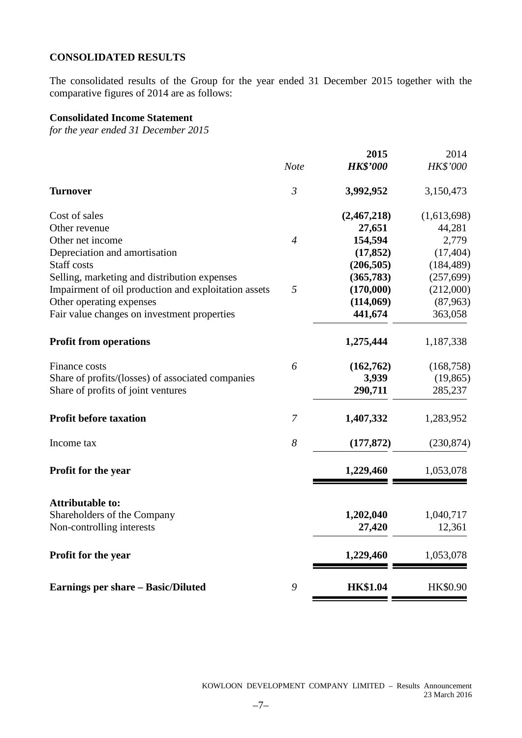## CONSOLIDATED RESULTS

The consolidated results of the Group for the year ended 31 December 2015 together with the comparative figures of 2014 are as follows:

### Consolidated Income Statement

*for the year ended 31 December 2015*

| | *Note* | **2015** *HK$'000* | 2014 *HK$'000* |
|---|---|---|---|
| **Turnover** | *3* | **3,992,952** | 3,150,473 |
| Cost of sales | | **(2,467,218)** | (1,613,698) |
| Other revenue | | **27,651** | 44,281 |
| Other net income | *4* | **154,594** | 2,779 |
| Depreciation and amortisation | | **(17,852)** | (17,404) |
| Staff costs | | **(206,505)** | (184,489) |
| Selling, marketing and distribution expenses | | **(365,783)** | (257,699) |
| Impairment of oil production and exploitation assets | *5* | **(170,000)** | (212,000) |
| Other operating expenses | | **(114,069)** | (87,963) |
| Fair value changes on investment properties | | **441,674** | 363,058 |
| **Profit from operations** | | **1,275,444** | 1,187,338 |
| Finance costs | *6* | **(162,762)** | (168,758) |
| Share of profits/(losses) of associated companies | | **3,939** | (19,865) |
| Share of profits of joint ventures | | **290,711** | 285,237 |
| **Profit before taxation** | *7* | **1,407,332** | 1,283,952 |
| Income tax | *8* | **(177,872)** | (230,874) |
| **Profit for the year** | | **1,229,460** | 1,053,078 |
| **Attributable to:** | | | |
| Shareholders of the Company | | **1,202,040** | 1,040,717 |
| Non-controlling interests | | **27,420** | 12,361 |
| **Profit for the year** | | **1,229,460** | 1,053,078 |
| **Earnings per share – Basic/Diluted** | *9* | **HK$1.04** | HK$0.90 |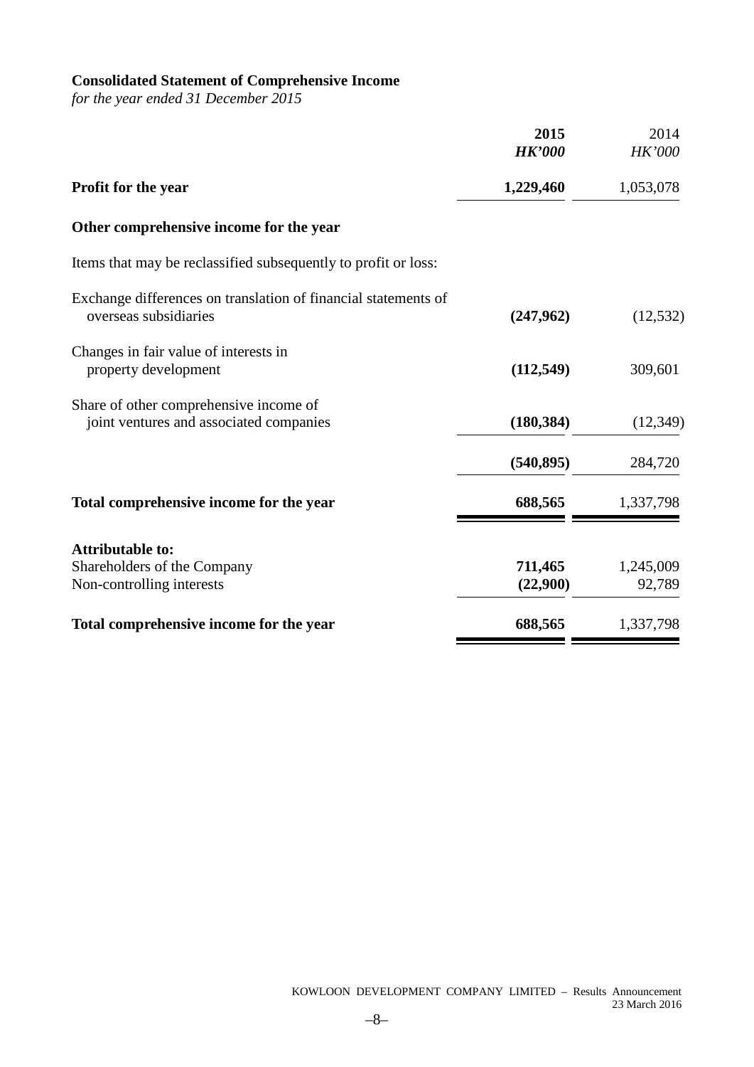**Consolidated Statement of Comprehensive Income**

*for the year ended 31 December 2015*

| | **2015** | 2014 |
|---|---|---|
| | ***HK'000*** | *HK'000* |
| **Profit for the year** | **1,229,460** | 1,053,078 |
| **Other comprehensive income for the year** | | |
| Items that may be reclassified subsequently to profit or loss: | | |
| Exchange differences on translation of financial statements of overseas subsidiaries | **(247,962)** | (12,532) |
| Changes in fair value of interests in property development | **(112,549)** | 309,601 |
| Share of other comprehensive income of joint ventures and associated companies | **(180,384)** | (12,349) |
| | **(540,895)** | 284,720 |
| **Total comprehensive income for the year** | **688,565** | 1,337,798 |
| **Attributable to:** | | |
| Shareholders of the Company | **711,465** | 1,245,009 |
| Non-controlling interests | **(22,900)** | 92,789 |
| **Total comprehensive income for the year** | **688,565** | 1,337,798 |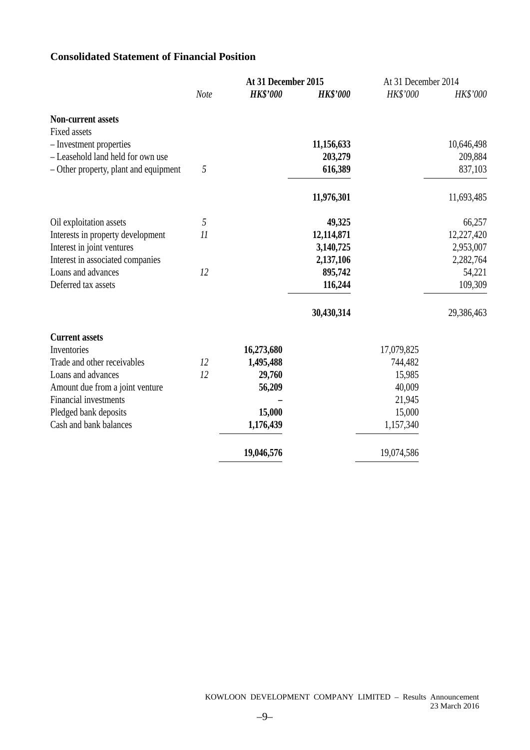## Consolidated Statement of Financial Position

| | Note | At 31 December 2015 | | At 31 December 2014 | |
|---|---|---|---|---|---|
| | | **HK$'000** | **HK$'000** | HK$'000 | HK$'000 |
| **Non-current assets** | | | | | |
| Fixed assets | | | | | |
| – Investment properties | | | **11,156,633** | | 10,646,498 |
| – Leasehold land held for own use | | | **203,279** | | 209,884 |
| – Other property, plant and equipment | 5 | | **616,389** | | 837,103 |
| | | | **11,976,301** | | 11,693,485 |
| Oil exploitation assets | 5 | | **49,325** | | 66,257 |
| Interests in property development | 11 | | **12,114,871** | | 12,227,420 |
| Interest in joint ventures | | | **3,140,725** | | 2,953,007 |
| Interest in associated companies | | | **2,137,106** | | 2,282,764 |
| Loans and advances | 12 | | **895,742** | | 54,221 |
| Deferred tax assets | | | **116,244** | | 109,309 |
| | | | **30,430,314** | | 29,386,463 |
| **Current assets** | | | | | |
| Inventories | | **16,273,680** | | 17,079,825 | |
| Trade and other receivables | 12 | **1,495,488** | | 744,482 | |
| Loans and advances | 12 | **29,760** | | 15,985 | |
| Amount due from a joint venture | | **56,209** | | 40,009 | |
| Financial investments | | **–** | | 21,945 | |
| Pledged bank deposits | | **15,000** | | 15,000 | |
| Cash and bank balances | | **1,176,439** | | 1,157,340 | |
| | | **19,046,576** | | 19,074,586 | |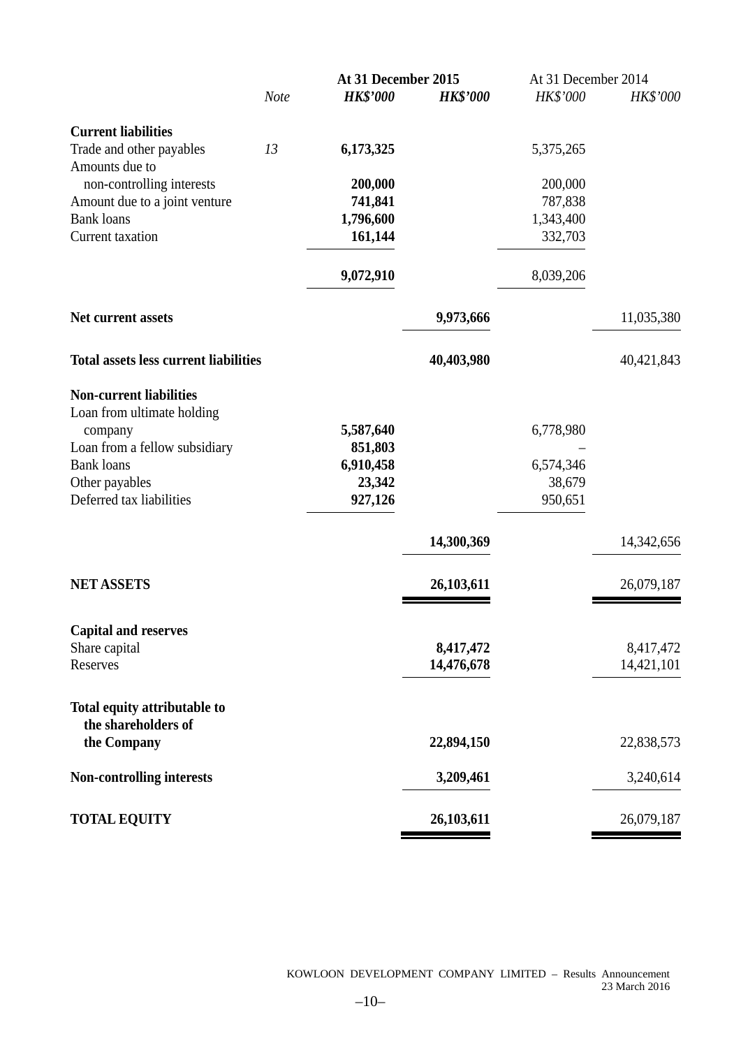| | Note | At 31 December 2015 | | At 31 December 2014 | |
|---|---|---|---|---|---|
| | | *HK$'000* | *HK$'000* | *HK$'000* | *HK$'000* |
| **Current liabilities** | | | | | |
| Trade and other payables | *13* | **6,173,325** | | 5,375,265 | |
| Amounts due to non-controlling interests | | **200,000** | | 200,000 | |
| Amount due to a joint venture | | **741,841** | | 787,838 | |
| Bank loans | | **1,796,600** | | 1,343,400 | |
| Current taxation | | **161,144** | | 332,703 | |
| | | **9,072,910** | | 8,039,206 | |
| **Net current assets** | | | **9,973,666** | | 11,035,380 |
| **Total assets less current liabilities** | | | **40,403,980** | | 40,421,843 |
| **Non-current liabilities** | | | | | |
| Loan from ultimate holding company | | **5,587,640** | | 6,778,980 | |
| Loan from a fellow subsidiary | | **851,803** | | – | |
| Bank loans | | **6,910,458** | | 6,574,346 | |
| Other payables | | **23,342** | | 38,679 | |
| Deferred tax liabilities | | **927,126** | | 950,651 | |
| | | | **14,300,369** | | 14,342,656 |
| **NET ASSETS** | | | **26,103,611** | | 26,079,187 |
| **Capital and reserves** | | | | | |
| Share capital | | | **8,417,472** | | 8,417,472 |
| Reserves | | | **14,476,678** | | 14,421,101 |
| **Total equity attributable to the shareholders of the Company** | | | **22,894,150** | | 22,838,573 |
| **Non-controlling interests** | | | **3,209,461** | | 3,240,614 |
| **TOTAL EQUITY** | | | **26,103,611** | | 26,079,187 |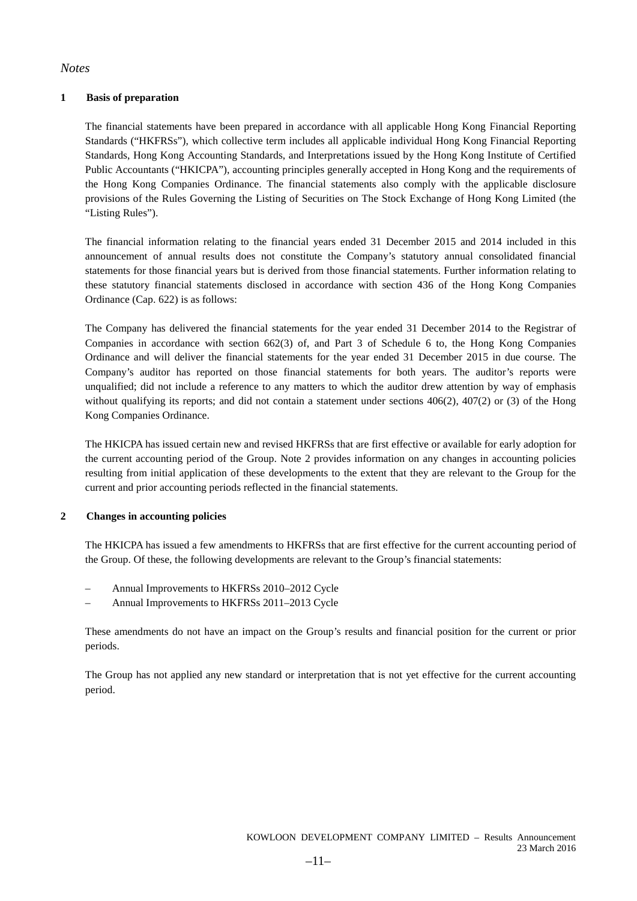*Notes*

## 1 Basis of preparation

The financial statements have been prepared in accordance with all applicable Hong Kong Financial Reporting Standards ("HKFRSs"), which collective term includes all applicable individual Hong Kong Financial Reporting Standards, Hong Kong Accounting Standards, and Interpretations issued by the Hong Kong Institute of Certified Public Accountants ("HKICPA"), accounting principles generally accepted in Hong Kong and the requirements of the Hong Kong Companies Ordinance. The financial statements also comply with the applicable disclosure provisions of the Rules Governing the Listing of Securities on The Stock Exchange of Hong Kong Limited (the "Listing Rules").

The financial information relating to the financial years ended 31 December 2015 and 2014 included in this announcement of annual results does not constitute the Company's statutory annual consolidated financial statements for those financial years but is derived from those financial statements. Further information relating to these statutory financial statements disclosed in accordance with section 436 of the Hong Kong Companies Ordinance (Cap. 622) is as follows:

The Company has delivered the financial statements for the year ended 31 December 2014 to the Registrar of Companies in accordance with section 662(3) of, and Part 3 of Schedule 6 to, the Hong Kong Companies Ordinance and will deliver the financial statements for the year ended 31 December 2015 in due course. The Company's auditor has reported on those financial statements for both years. The auditor's reports were unqualified; did not include a reference to any matters to which the auditor drew attention by way of emphasis without qualifying its reports; and did not contain a statement under sections 406(2), 407(2) or (3) of the Hong Kong Companies Ordinance.

The HKICPA has issued certain new and revised HKFRSs that are first effective or available for early adoption for the current accounting period of the Group. Note 2 provides information on any changes in accounting policies resulting from initial application of these developments to the extent that they are relevant to the Group for the current and prior accounting periods reflected in the financial statements.

## 2 Changes in accounting policies

The HKICPA has issued a few amendments to HKFRSs that are first effective for the current accounting period of the Group. Of these, the following developments are relevant to the Group's financial statements:

– Annual Improvements to HKFRSs 2010–2012 Cycle
– Annual Improvements to HKFRSs 2011–2013 Cycle

These amendments do not have an impact on the Group's results and financial position for the current or prior periods.

The Group has not applied any new standard or interpretation that is not yet effective for the current accounting period.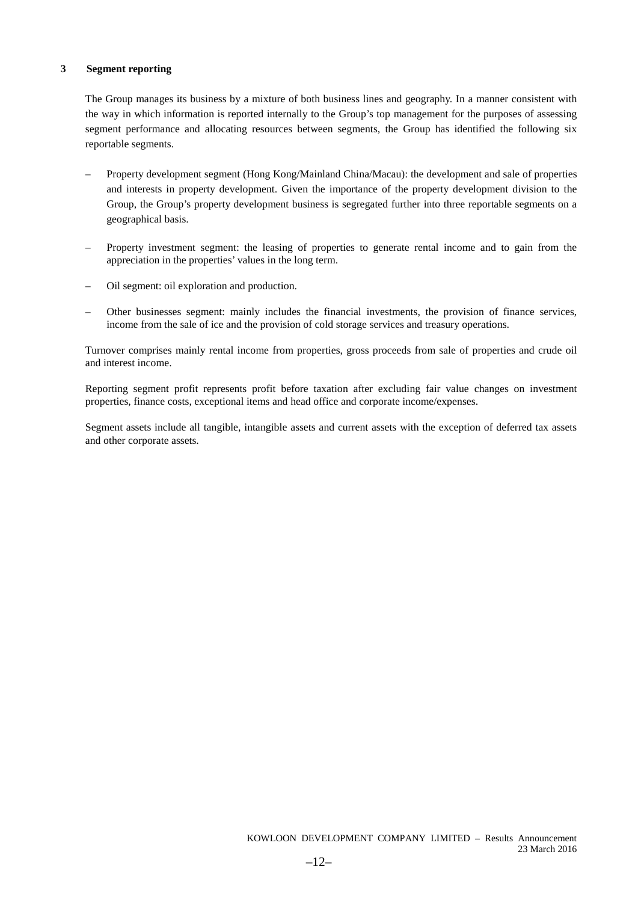## 3 Segment reporting

The Group manages its business by a mixture of both business lines and geography. In a manner consistent with the way in which information is reported internally to the Group's top management for the purposes of assessing segment performance and allocating resources between segments, the Group has identified the following six reportable segments.

- Property development segment (Hong Kong/Mainland China/Macau): the development and sale of properties and interests in property development. Given the importance of the property development division to the Group, the Group's property development business is segregated further into three reportable segments on a geographical basis.
- Property investment segment: the leasing of properties to generate rental income and to gain from the appreciation in the properties' values in the long term.
- Oil segment: oil exploration and production.
- Other businesses segment: mainly includes the financial investments, the provision of finance services, income from the sale of ice and the provision of cold storage services and treasury operations.

Turnover comprises mainly rental income from properties, gross proceeds from sale of properties and crude oil and interest income.

Reporting segment profit represents profit before taxation after excluding fair value changes on investment properties, finance costs, exceptional items and head office and corporate income/expenses.

Segment assets include all tangible, intangible assets and current assets with the exception of deferred tax assets and other corporate assets.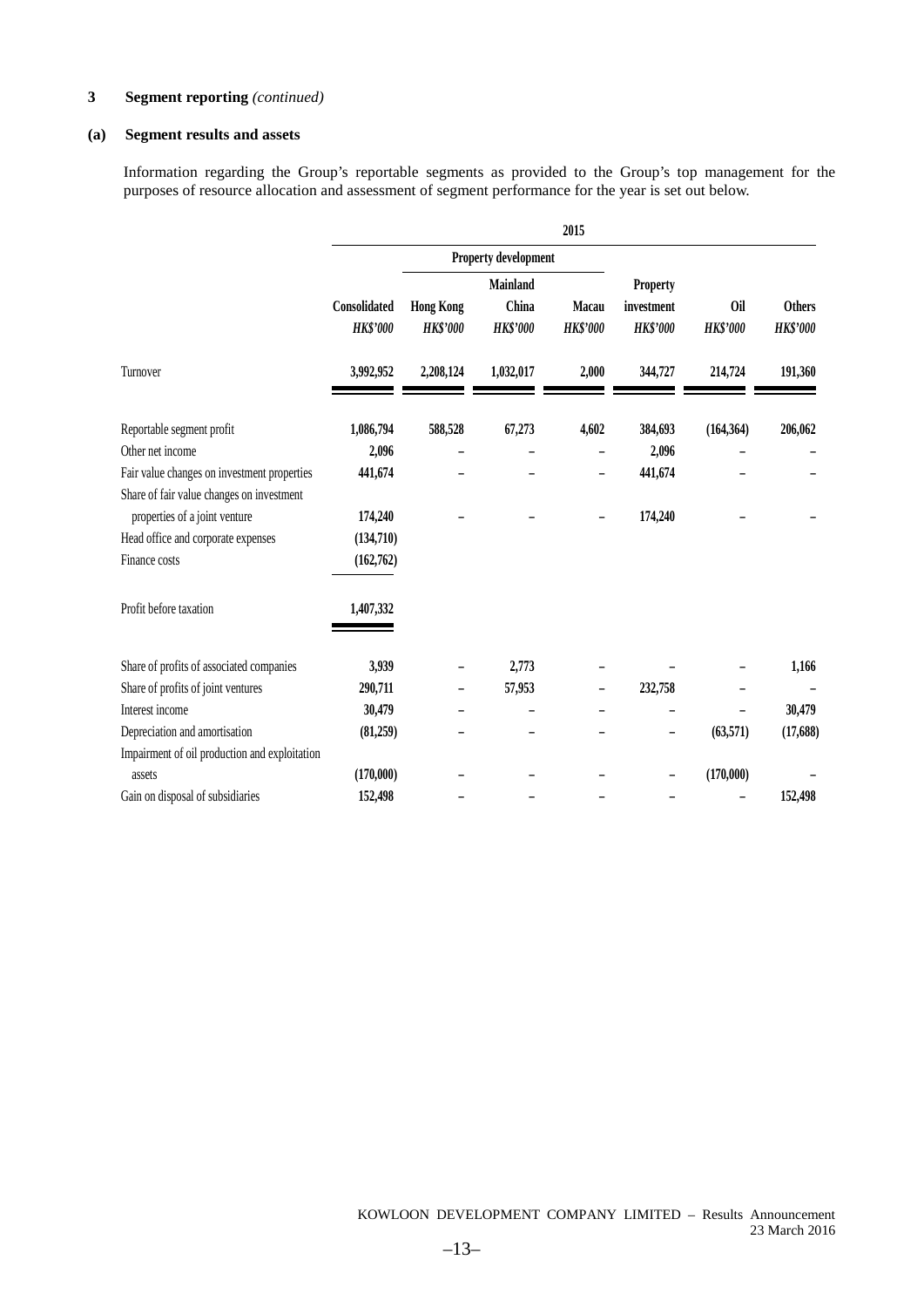### 3 Segment reporting *(continued)*

#### (a) Segment results and assets

Information regarding the Group's reportable segments as provided to the Group's top management for the purposes of resource allocation and assessment of segment performance for the year is set out below.

| | 2015 | | | | | | |
|---|---|---|---|---|---|---|---|
| | | Property development | | | | | |
| | Consolidated | Hong Kong | Mainland China | Macau | Property investment | Oil | Others |
| | *HK$'000* | *HK$'000* | *HK$'000* | *HK$'000* | *HK$'000* | *HK$'000* | *HK$'000* |
| Turnover | 3,992,952 | 2,208,124 | 1,032,017 | 2,000 | 344,727 | 214,724 | 191,360 |
| Reportable segment profit | 1,086,794 | 588,528 | 67,273 | 4,602 | 384,693 | (164,364) | 206,062 |
| Other net income | 2,096 | – | – | – | 2,096 | – | – |
| Fair value changes on investment properties | 441,674 | – | – | – | 441,674 | – | – |
| Share of fair value changes on investment properties of a joint venture | 174,240 | – | – | – | 174,240 | – | – |
| Head office and corporate expenses | (134,710) | | | | | | |
| Finance costs | (162,762) | | | | | | |
| Profit before taxation | 1,407,332 | | | | | | |
| Share of profits of associated companies | 3,939 | – | 2,773 | – | – | – | 1,166 |
| Share of profits of joint ventures | 290,711 | – | 57,953 | – | 232,758 | – | – |
| Interest income | 30,479 | – | – | – | – | – | 30,479 |
| Depreciation and amortisation | (81,259) | – | – | – | – | (63,571) | (17,688) |
| Impairment of oil production and exploitation assets | (170,000) | – | – | – | – | (170,000) | – |
| Gain on disposal of subsidiaries | 152,498 | – | – | – | – | – | 152,498 |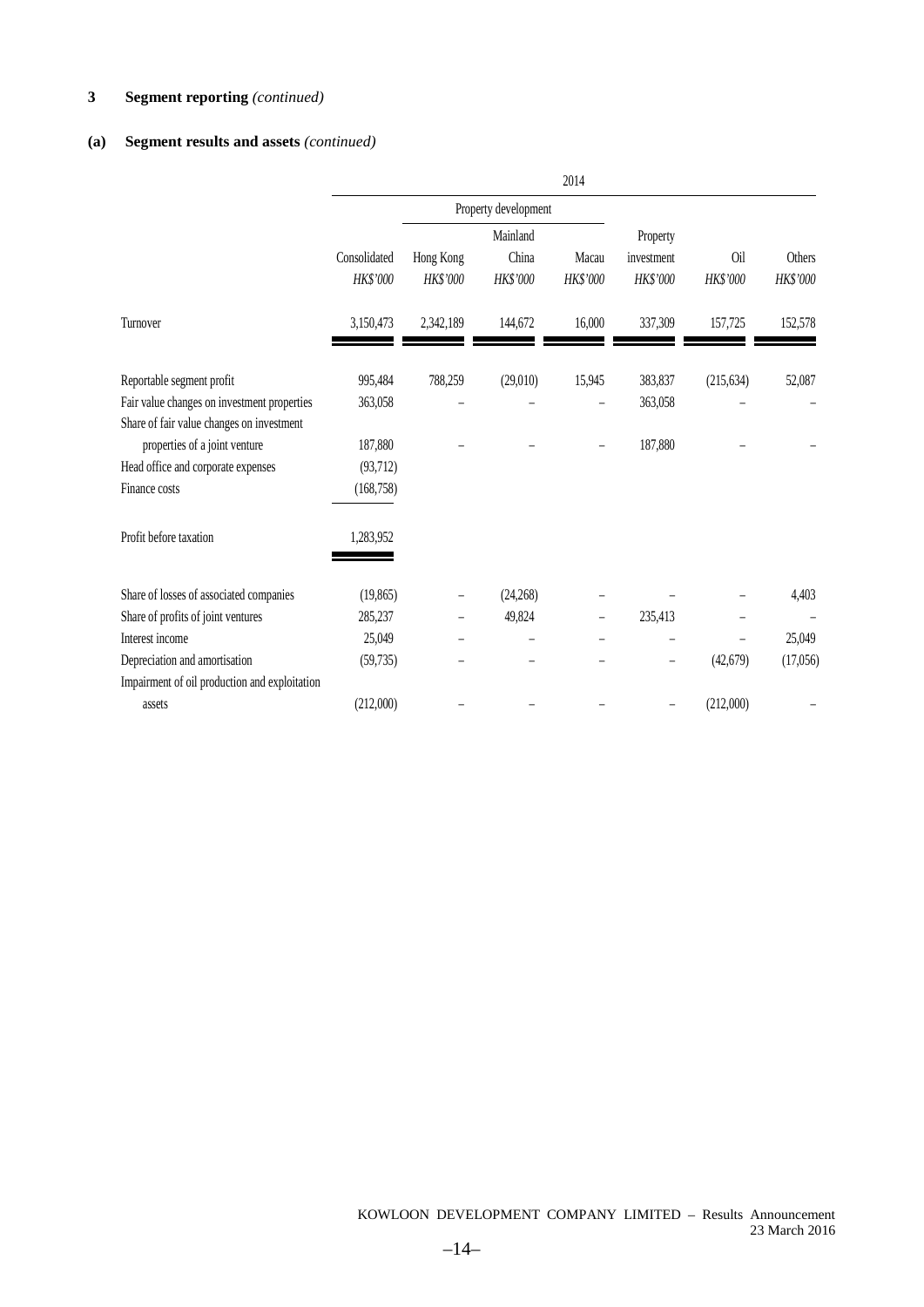## 3 Segment reporting *(continued)*

### (a) Segment results and assets *(continued)*

| | 2014 | | | | | | |
|---|---|---|---|---|---|---|---|
| | | Property development | | | | | |
| | Consolidated | Hong Kong | Mainland China | Macau | Property investment | Oil | Others |
| | *HK$'000* | *HK$'000* | *HK$'000* | *HK$'000* | *HK$'000* | *HK$'000* | *HK$'000* |
| Turnover | 3,150,473 | 2,342,189 | 144,672 | 16,000 | 337,309 | 157,725 | 152,578 |
| Reportable segment profit | 995,484 | 788,259 | (29,010) | 15,945 | 383,837 | (215,634) | 52,087 |
| Fair value changes on investment properties | 363,058 | – | – | – | 363,058 | – | – |
| Share of fair value changes on investment properties of a joint venture | 187,880 | – | – | – | 187,880 | – | – |
| Head office and corporate expenses | (93,712) | | | | | | |
| Finance costs | (168,758) | | | | | | |
| Profit before taxation | 1,283,952 | | | | | | |
| Share of losses of associated companies | (19,865) | – | (24,268) | – | – | – | 4,403 |
| Share of profits of joint ventures | 285,237 | – | 49,824 | – | 235,413 | – | – |
| Interest income | 25,049 | – | – | – | – | – | 25,049 |
| Depreciation and amortisation | (59,735) | – | – | – | – | (42,679) | (17,056) |
| Impairment of oil production and exploitation assets | (212,000) | – | – | – | – | (212,000) | – |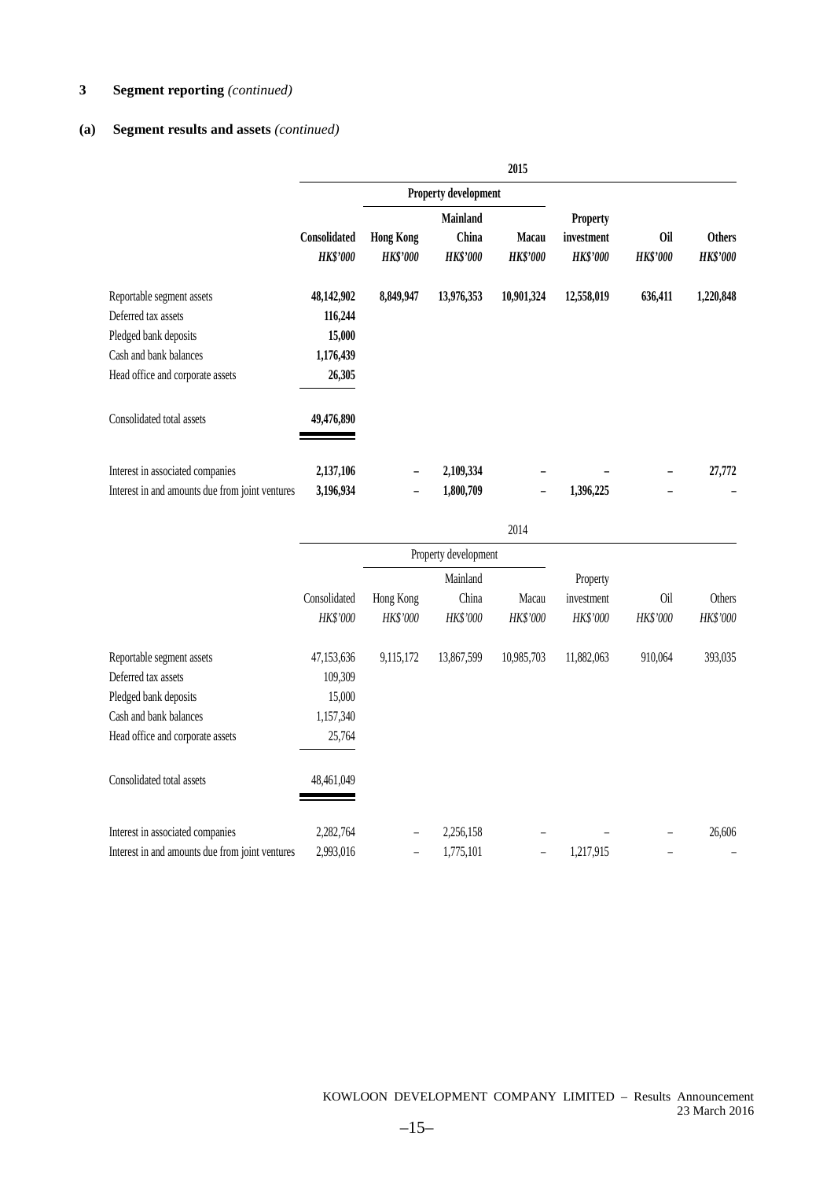## 3 Segment reporting *(continued)*

### (a) Segment results and assets *(continued)*

**2015**

| | | Property development | | | | | |
|---|---|---|---|---|---|---|---|
| | **Consolidated** | **Hong Kong** | **Mainland China** | **Macau** | **Property investment** | **Oil** | **Others** |
| | ***HK$'000*** | ***HK$'000*** | ***HK$'000*** | ***HK$'000*** | ***HK$'000*** | ***HK$'000*** | ***HK$'000*** |
| Reportable segment assets | **48,142,902** | **8,849,947** | **13,976,353** | **10,901,324** | **12,558,019** | **636,411** | **1,220,848** |
| Deferred tax assets | **116,244** | | | | | | |
| Pledged bank deposits | **15,000** | | | | | | |
| Cash and bank balances | **1,176,439** | | | | | | |
| Head office and corporate assets | **26,305** | | | | | | |
| Consolidated total assets | **49,476,890** | | | | | | |
| Interest in associated companies | **2,137,106** | **–** | **2,109,334** | **–** | **–** | **–** | **27,772** |
| Interest in and amounts due from joint ventures | **3,196,934** | **–** | **1,800,709** | **–** | **1,396,225** | **–** | **–** |

2014

| | | Property development | | | | | |
|---|---|---|---|---|---|---|---|
| | Consolidated | Hong Kong | Mainland China | Macau | Property investment | Oil | Others |
| | *HK$'000* | *HK$'000* | *HK$'000* | *HK$'000* | *HK$'000* | *HK$'000* | *HK$'000* |
| Reportable segment assets | 47,153,636 | 9,115,172 | 13,867,599 | 10,985,703 | 11,882,063 | 910,064 | 393,035 |
| Deferred tax assets | 109,309 | | | | | | |
| Pledged bank deposits | 15,000 | | | | | | |
| Cash and bank balances | 1,157,340 | | | | | | |
| Head office and corporate assets | 25,764 | | | | | | |
| Consolidated total assets | 48,461,049 | | | | | | |
| Interest in associated companies | 2,282,764 | – | 2,256,158 | – | – | – | 26,606 |
| Interest in and amounts due from joint ventures | 2,993,016 | – | 1,775,101 | – | 1,217,915 | – | – |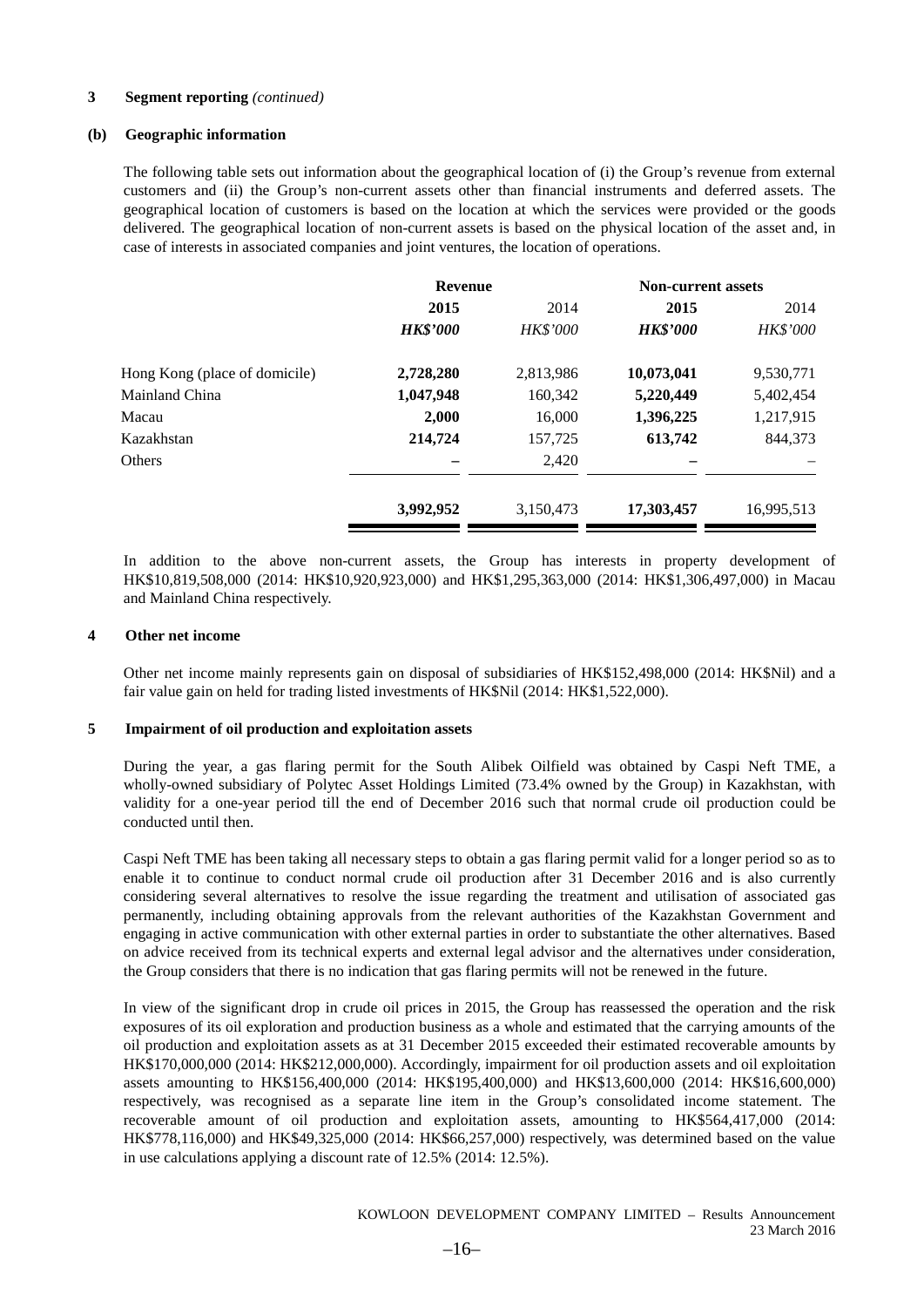**3 Segment reporting** *(continued)*

**(b) Geographic information**

The following table sets out information about the geographical location of (i) the Group's revenue from external customers and (ii) the Group's non-current assets other than financial instruments and deferred assets. The geographical location of customers is based on the location at which the services were provided or the goods delivered. The geographical location of non-current assets is based on the physical location of the asset and, in case of interests in associated companies and joint ventures, the location of operations.

| | **Revenue** | | **Non-current assets** | |
|---|---|---|---|---|
| | **2015** | 2014 | **2015** | 2014 |
| | ***HK$'000*** | *HK$'000* | ***HK$'000*** | *HK$'000* |
| Hong Kong (place of domicile) | **2,728,280** | 2,813,986 | **10,073,041** | 9,530,771 |
| Mainland China | **1,047,948** | 160,342 | **5,220,449** | 5,402,454 |
| Macau | **2,000** | 16,000 | **1,396,225** | 1,217,915 |
| Kazakhstan | **214,724** | 157,725 | **613,742** | 844,373 |
| Others | **–** | 2,420 | **–** | – |
| | **3,992,952** | 3,150,473 | **17,303,457** | 16,995,513 |

In addition to the above non-current assets, the Group has interests in property development of HK$10,819,508,000 (2014: HK$10,920,923,000) and HK$1,295,363,000 (2014: HK$1,306,497,000) in Macau and Mainland China respectively.

**4 Other net income**

Other net income mainly represents gain on disposal of subsidiaries of HK$152,498,000 (2014: HK$Nil) and a fair value gain on held for trading listed investments of HK$Nil (2014: HK$1,522,000).

**5 Impairment of oil production and exploitation assets**

During the year, a gas flaring permit for the South Alibek Oilfield was obtained by Caspi Neft TME, a wholly-owned subsidiary of Polytec Asset Holdings Limited (73.4% owned by the Group) in Kazakhstan, with validity for a one-year period till the end of December 2016 such that normal crude oil production could be conducted until then.

Caspi Neft TME has been taking all necessary steps to obtain a gas flaring permit valid for a longer period so as to enable it to continue to conduct normal crude oil production after 31 December 2016 and is also currently considering several alternatives to resolve the issue regarding the treatment and utilisation of associated gas permanently, including obtaining approvals from the relevant authorities of the Kazakhstan Government and engaging in active communication with other external parties in order to substantiate the other alternatives. Based on advice received from its technical experts and external legal advisor and the alternatives under consideration, the Group considers that there is no indication that gas flaring permits will not be renewed in the future.

In view of the significant drop in crude oil prices in 2015, the Group has reassessed the operation and the risk exposures of its oil exploration and production business as a whole and estimated that the carrying amounts of the oil production and exploitation assets as at 31 December 2015 exceeded their estimated recoverable amounts by HK$170,000,000 (2014: HK$212,000,000). Accordingly, impairment for oil production assets and oil exploitation assets amounting to HK$156,400,000 (2014: HK$195,400,000) and HK$13,600,000 (2014: HK$16,600,000) respectively, was recognised as a separate line item in the Group's consolidated income statement. The recoverable amount of oil production and exploitation assets, amounting to HK$564,417,000 (2014: HK$778,116,000) and HK$49,325,000 (2014: HK$66,257,000) respectively, was determined based on the value in use calculations applying a discount rate of 12.5% (2014: 12.5%).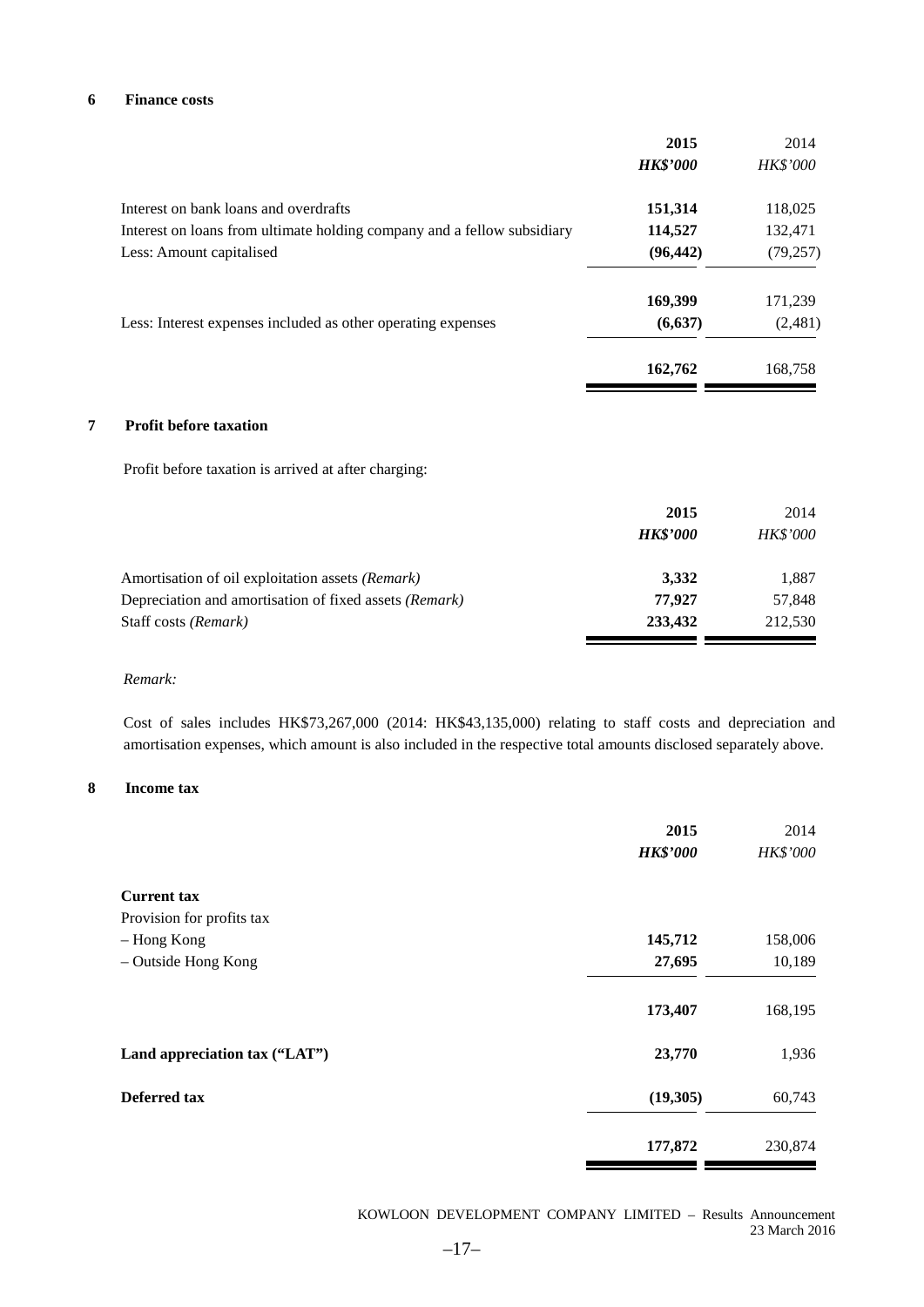## 6 Finance costs

| | 2015 | 2014 |
|---|---|---|
| | ***HK$'000*** | *HK$'000* |
| Interest on bank loans and overdrafts | **151,314** | 118,025 |
| Interest on loans from ultimate holding company and a fellow subsidiary | **114,527** | 132,471 |
| Less: Amount capitalised | **(96,442)** | (79,257) |
| | **169,399** | 171,239 |
| Less: Interest expenses included as other operating expenses | **(6,637)** | (2,481) |
| | **162,762** | 168,758 |

## 7 Profit before taxation

Profit before taxation is arrived at after charging:

| | 2015 | 2014 |
|---|---|---|
| | ***HK$'000*** | *HK$'000* |
| Amortisation of oil exploitation assets *(Remark)* | **3,332** | 1,887 |
| Depreciation and amortisation of fixed assets *(Remark)* | **77,927** | 57,848 |
| Staff costs *(Remark)* | **233,432** | 212,530 |

*Remark:*

Cost of sales includes HK$73,267,000 (2014: HK$43,135,000) relating to staff costs and depreciation and amortisation expenses, which amount is also included in the respective total amounts disclosed separately above.

## 8 Income tax

| | 2015 | 2014 |
|---|---|---|
| | ***HK$'000*** | *HK$'000* |
| **Current tax** | | |
| Provision for profits tax | | |
| – Hong Kong | **145,712** | 158,006 |
| – Outside Hong Kong | **27,695** | 10,189 |
| | **173,407** | 168,195 |
| **Land appreciation tax ("LAT")** | **23,770** | 1,936 |
| **Deferred tax** | **(19,305)** | 60,743 |
| | **177,872** | 230,874 |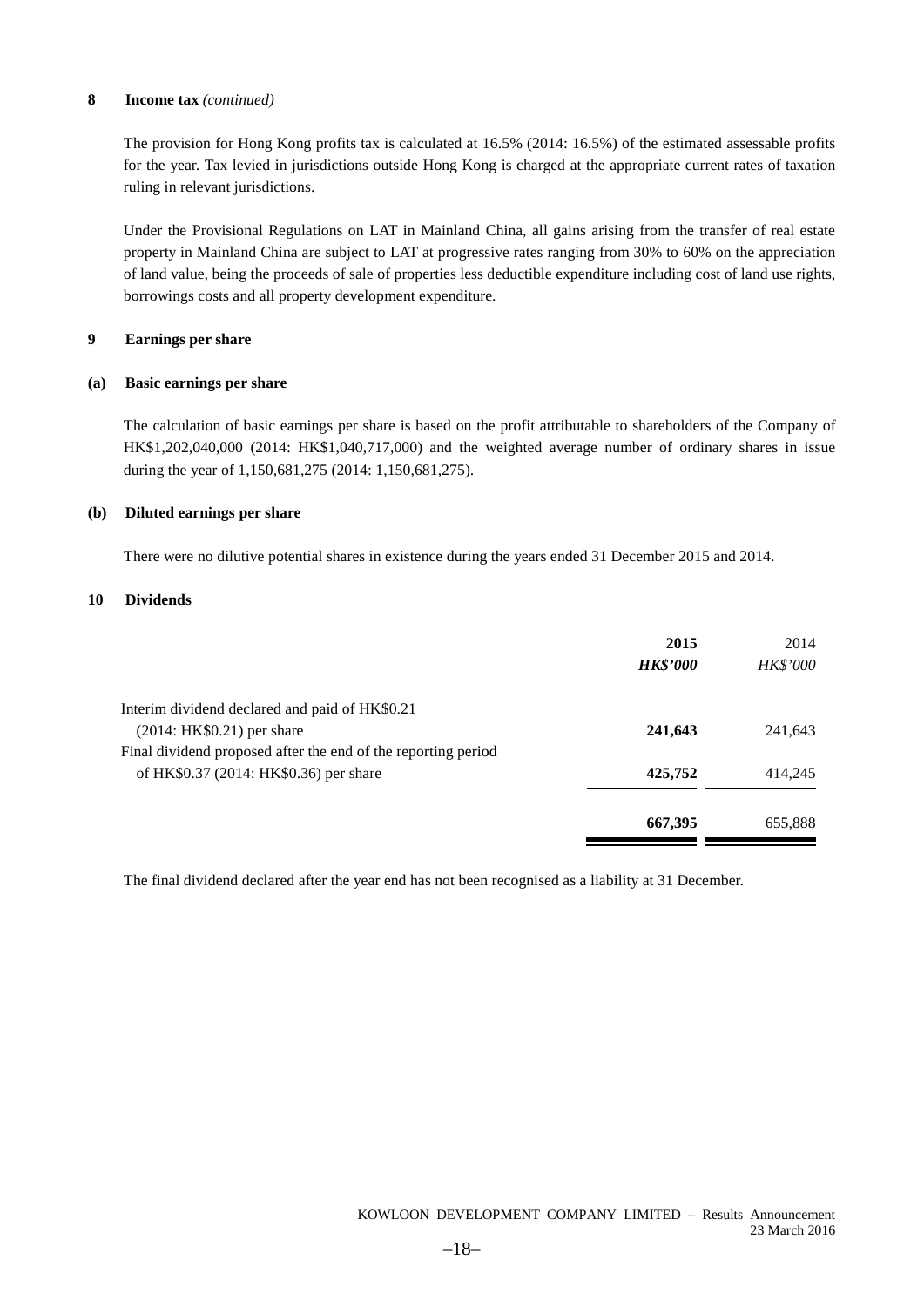### 8 Income tax *(continued)*

The provision for Hong Kong profits tax is calculated at 16.5% (2014: 16.5%) of the estimated assessable profits for the year. Tax levied in jurisdictions outside Hong Kong is charged at the appropriate current rates of taxation ruling in relevant jurisdictions.

Under the Provisional Regulations on LAT in Mainland China, all gains arising from the transfer of real estate property in Mainland China are subject to LAT at progressive rates ranging from 30% to 60% on the appreciation of land value, being the proceeds of sale of properties less deductible expenditure including cost of land use rights, borrowings costs and all property development expenditure.

### 9 Earnings per share

#### (a) Basic earnings per share

The calculation of basic earnings per share is based on the profit attributable to shareholders of the Company of HK$1,202,040,000 (2014: HK$1,040,717,000) and the weighted average number of ordinary shares in issue during the year of 1,150,681,275 (2014: 1,150,681,275).

#### (b) Diluted earnings per share

There were no dilutive potential shares in existence during the years ended 31 December 2015 and 2014.

### 10 Dividends

| | **2015** | 2014 |
|---|---|---|
| | ***HK$'000*** | *HK$'000* |
| Interim dividend declared and paid of HK$0.21 (2014: HK$0.21) per share | **241,643** | 241,643 |
| Final dividend proposed after the end of the reporting period of HK$0.37 (2014: HK$0.36) per share | **425,752** | 414,245 |
| | **667,395** | 655,888 |

The final dividend declared after the year end has not been recognised as a liability at 31 December.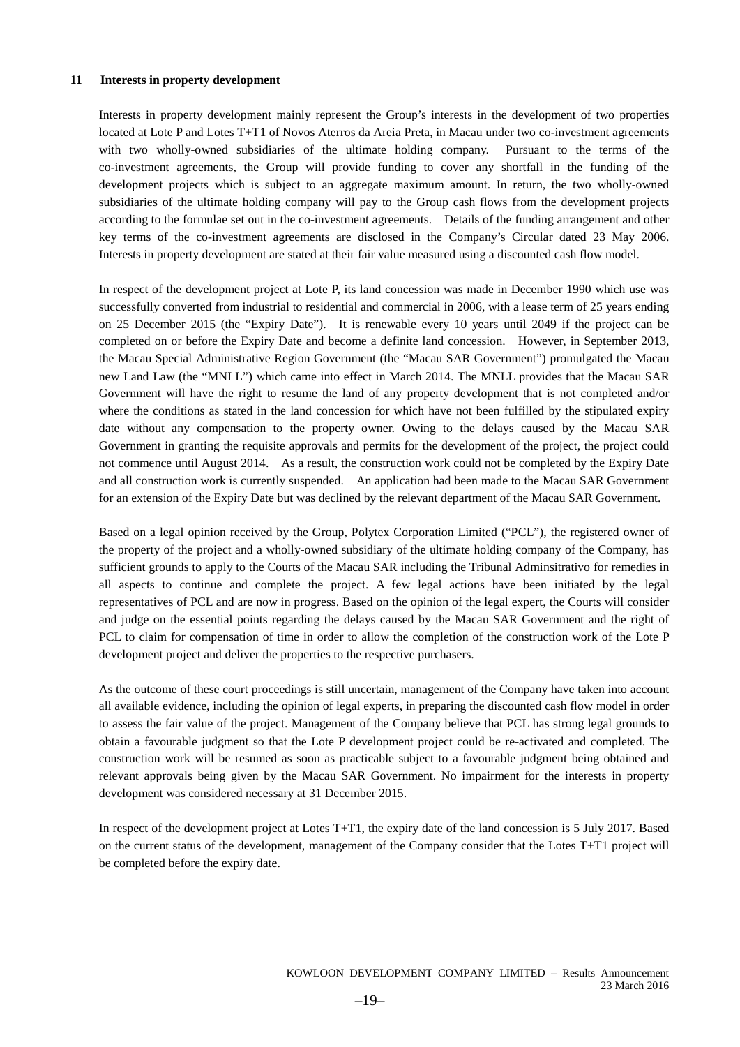## 11 Interests in property development

Interests in property development mainly represent the Group's interests in the development of two properties located at Lote P and Lotes T+T1 of Novos Aterros da Areia Preta, in Macau under two co-investment agreements with two wholly-owned subsidiaries of the ultimate holding company. Pursuant to the terms of the co-investment agreements, the Group will provide funding to cover any shortfall in the funding of the development projects which is subject to an aggregate maximum amount. In return, the two wholly-owned subsidiaries of the ultimate holding company will pay to the Group cash flows from the development projects according to the formulae set out in the co-investment agreements. Details of the funding arrangement and other key terms of the co-investment agreements are disclosed in the Company's Circular dated 23 May 2006. Interests in property development are stated at their fair value measured using a discounted cash flow model.

In respect of the development project at Lote P, its land concession was made in December 1990 which use was successfully converted from industrial to residential and commercial in 2006, with a lease term of 25 years ending on 25 December 2015 (the "Expiry Date"). It is renewable every 10 years until 2049 if the project can be completed on or before the Expiry Date and become a definite land concession. However, in September 2013, the Macau Special Administrative Region Government (the "Macau SAR Government") promulgated the Macau new Land Law (the "MNLL") which came into effect in March 2014. The MNLL provides that the Macau SAR Government will have the right to resume the land of any property development that is not completed and/or where the conditions as stated in the land concession for which have not been fulfilled by the stipulated expiry date without any compensation to the property owner. Owing to the delays caused by the Macau SAR Government in granting the requisite approvals and permits for the development of the project, the project could not commence until August 2014. As a result, the construction work could not be completed by the Expiry Date and all construction work is currently suspended. An application had been made to the Macau SAR Government for an extension of the Expiry Date but was declined by the relevant department of the Macau SAR Government.

Based on a legal opinion received by the Group, Polytex Corporation Limited ("PCL"), the registered owner of the property of the project and a wholly-owned subsidiary of the ultimate holding company of the Company, has sufficient grounds to apply to the Courts of the Macau SAR including the Tribunal Adminsitrativo for remedies in all aspects to continue and complete the project. A few legal actions have been initiated by the legal representatives of PCL and are now in progress. Based on the opinion of the legal expert, the Courts will consider and judge on the essential points regarding the delays caused by the Macau SAR Government and the right of PCL to claim for compensation of time in order to allow the completion of the construction work of the Lote P development project and deliver the properties to the respective purchasers.

As the outcome of these court proceedings is still uncertain, management of the Company have taken into account all available evidence, including the opinion of legal experts, in preparing the discounted cash flow model in order to assess the fair value of the project. Management of the Company believe that PCL has strong legal grounds to obtain a favourable judgment so that the Lote P development project could be re-activated and completed. The construction work will be resumed as soon as practicable subject to a favourable judgment being obtained and relevant approvals being given by the Macau SAR Government. No impairment for the interests in property development was considered necessary at 31 December 2015.

In respect of the development project at Lotes T+T1, the expiry date of the land concession is 5 July 2017. Based on the current status of the development, management of the Company consider that the Lotes T+T1 project will be completed before the expiry date.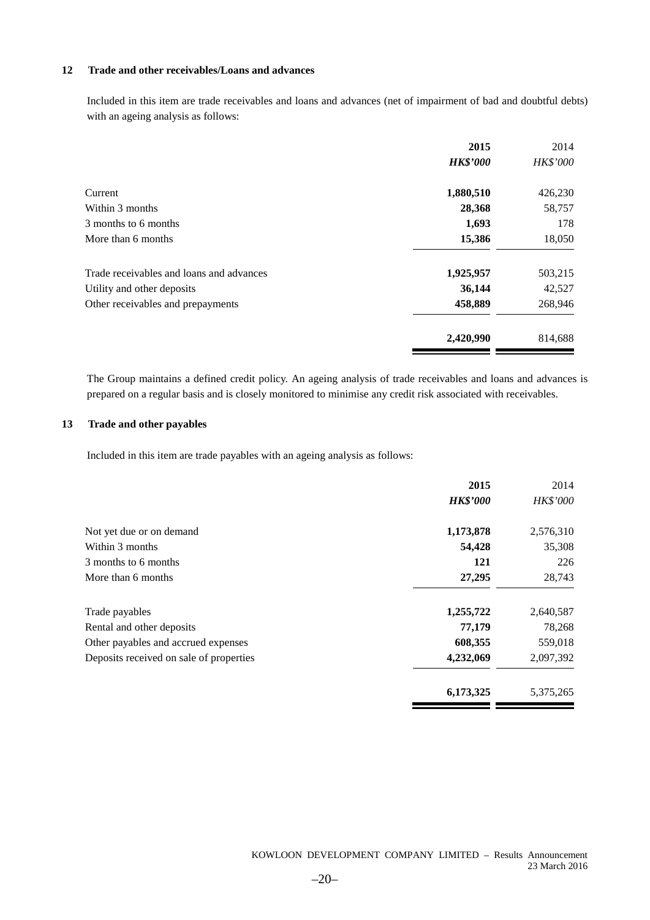### 12 Trade and other receivables/Loans and advances

Included in this item are trade receivables and loans and advances (net of impairment of bad and doubtful debts) with an ageing analysis as follows:

| | **2015** | 2014 |
|---|---|---|
| | ***HK$'000*** | *HK$'000* |
| Current | **1,880,510** | 426,230 |
| Within 3 months | **28,368** | 58,757 |
| 3 months to 6 months | **1,693** | 178 |
| More than 6 months | **15,386** | 18,050 |
| Trade receivables and loans and advances | **1,925,957** | 503,215 |
| Utility and other deposits | **36,144** | 42,527 |
| Other receivables and prepayments | **458,889** | 268,946 |
| | **2,420,990** | 814,688 |

The Group maintains a defined credit policy. An ageing analysis of trade receivables and loans and advances is prepared on a regular basis and is closely monitored to minimise any credit risk associated with receivables.

### 13 Trade and other payables

Included in this item are trade payables with an ageing analysis as follows:

| | **2015** | 2014 |
|---|---|---|
| | ***HK$'000*** | *HK$'000* |
| Not yet due or on demand | **1,173,878** | 2,576,310 |
| Within 3 months | **54,428** | 35,308 |
| 3 months to 6 months | **121** | 226 |
| More than 6 months | **27,295** | 28,743 |
| Trade payables | **1,255,722** | 2,640,587 |
| Rental and other deposits | **77,179** | 78,268 |
| Other payables and accrued expenses | **608,355** | 559,018 |
| Deposits received on sale of properties | **4,232,069** | 2,097,392 |
| | **6,173,325** | 5,375,265 |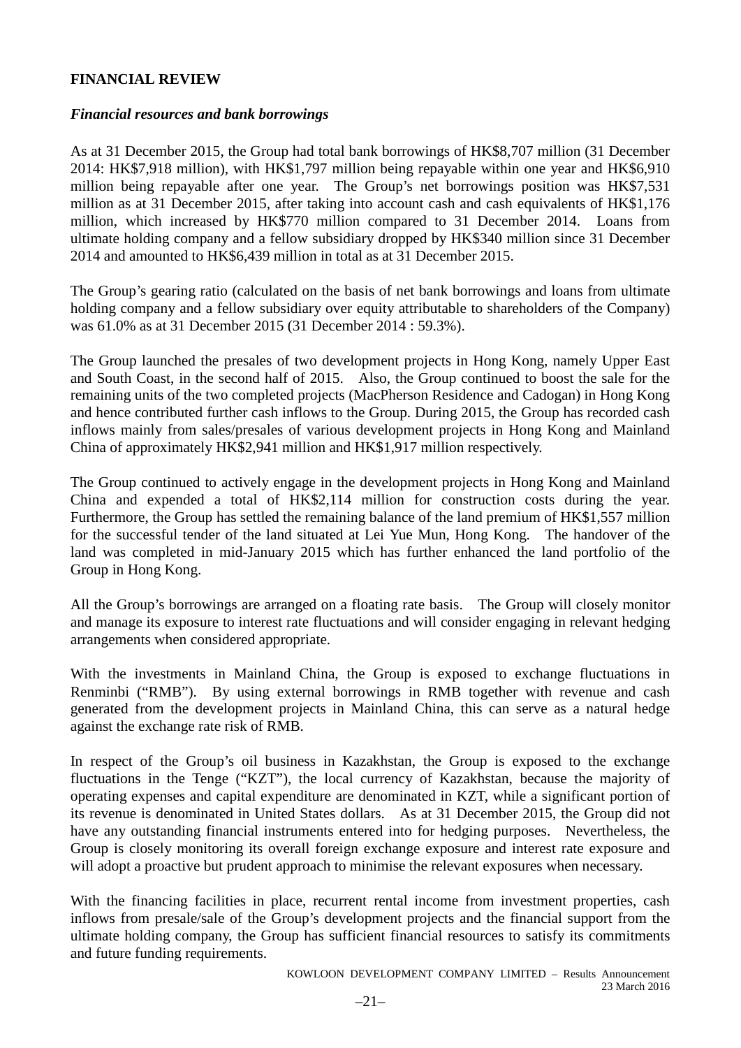## FINANCIAL REVIEW

### *Financial resources and bank borrowings*

As at 31 December 2015, the Group had total bank borrowings of HK$8,707 million (31 December 2014: HK$7,918 million), with HK$1,797 million being repayable within one year and HK$6,910 million being repayable after one year. The Group's net borrowings position was HK$7,531 million as at 31 December 2015, after taking into account cash and cash equivalents of HK$1,176 million, which increased by HK$770 million compared to 31 December 2014. Loans from ultimate holding company and a fellow subsidiary dropped by HK$340 million since 31 December 2014 and amounted to HK$6,439 million in total as at 31 December 2015.

The Group's gearing ratio (calculated on the basis of net bank borrowings and loans from ultimate holding company and a fellow subsidiary over equity attributable to shareholders of the Company) was 61.0% as at 31 December 2015 (31 December 2014 : 59.3%).

The Group launched the presales of two development projects in Hong Kong, namely Upper East and South Coast, in the second half of 2015. Also, the Group continued to boost the sale for the remaining units of the two completed projects (MacPherson Residence and Cadogan) in Hong Kong and hence contributed further cash inflows to the Group. During 2015, the Group has recorded cash inflows mainly from sales/presales of various development projects in Hong Kong and Mainland China of approximately HK$2,941 million and HK$1,917 million respectively.

The Group continued to actively engage in the development projects in Hong Kong and Mainland China and expended a total of HK$2,114 million for construction costs during the year. Furthermore, the Group has settled the remaining balance of the land premium of HK$1,557 million for the successful tender of the land situated at Lei Yue Mun, Hong Kong. The handover of the land was completed in mid-January 2015 which has further enhanced the land portfolio of the Group in Hong Kong.

All the Group's borrowings are arranged on a floating rate basis. The Group will closely monitor and manage its exposure to interest rate fluctuations and will consider engaging in relevant hedging arrangements when considered appropriate.

With the investments in Mainland China, the Group is exposed to exchange fluctuations in Renminbi ("RMB"). By using external borrowings in RMB together with revenue and cash generated from the development projects in Mainland China, this can serve as a natural hedge against the exchange rate risk of RMB.

In respect of the Group's oil business in Kazakhstan, the Group is exposed to the exchange fluctuations in the Tenge ("KZT"), the local currency of Kazakhstan, because the majority of operating expenses and capital expenditure are denominated in KZT, while a significant portion of its revenue is denominated in United States dollars. As at 31 December 2015, the Group did not have any outstanding financial instruments entered into for hedging purposes. Nevertheless, the Group is closely monitoring its overall foreign exchange exposure and interest rate exposure and will adopt a proactive but prudent approach to minimise the relevant exposures when necessary.

With the financing facilities in place, recurrent rental income from investment properties, cash inflows from presale/sale of the Group's development projects and the financial support from the ultimate holding company, the Group has sufficient financial resources to satisfy its commitments and future funding requirements.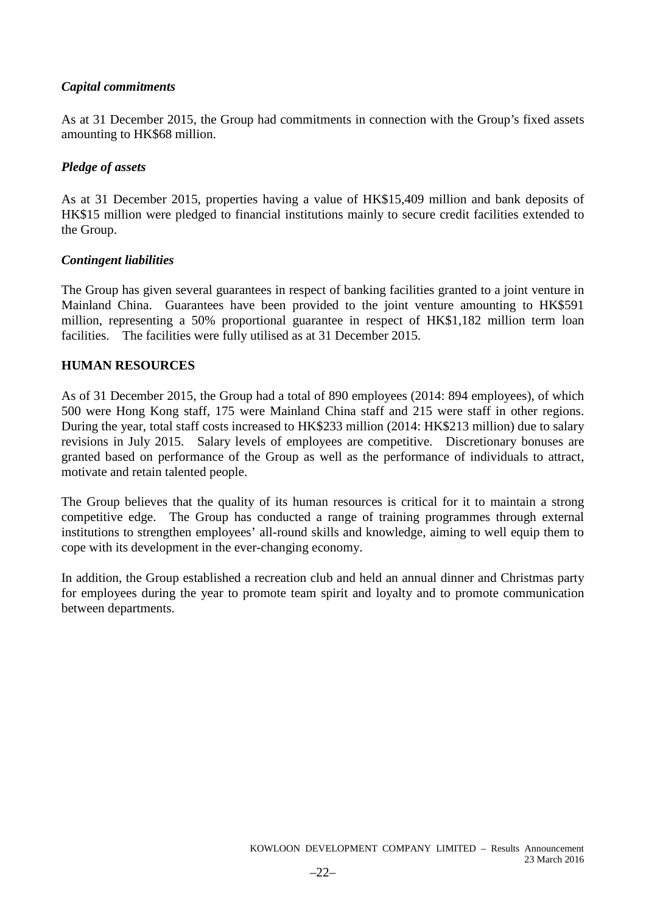### *Capital commitments*

As at 31 December 2015, the Group had commitments in connection with the Group's fixed assets amounting to HK$68 million.

### *Pledge of assets*

As at 31 December 2015, properties having a value of HK$15,409 million and bank deposits of HK$15 million were pledged to financial institutions mainly to secure credit facilities extended to the Group.

### *Contingent liabilities*

The Group has given several guarantees in respect of banking facilities granted to a joint venture in Mainland China. Guarantees have been provided to the joint venture amounting to HK$591 million, representing a 50% proportional guarantee in respect of HK$1,182 million term loan facilities. The facilities were fully utilised as at 31 December 2015.

## HUMAN RESOURCES

As of 31 December 2015, the Group had a total of 890 employees (2014: 894 employees), of which 500 were Hong Kong staff, 175 were Mainland China staff and 215 were staff in other regions. During the year, total staff costs increased to HK$233 million (2014: HK$213 million) due to salary revisions in July 2015. Salary levels of employees are competitive. Discretionary bonuses are granted based on performance of the Group as well as the performance of individuals to attract, motivate and retain talented people.

The Group believes that the quality of its human resources is critical for it to maintain a strong competitive edge. The Group has conducted a range of training programmes through external institutions to strengthen employees' all-round skills and knowledge, aiming to well equip them to cope with its development in the ever-changing economy.

In addition, the Group established a recreation club and held an annual dinner and Christmas party for employees during the year to promote team spirit and loyalty and to promote communication between departments.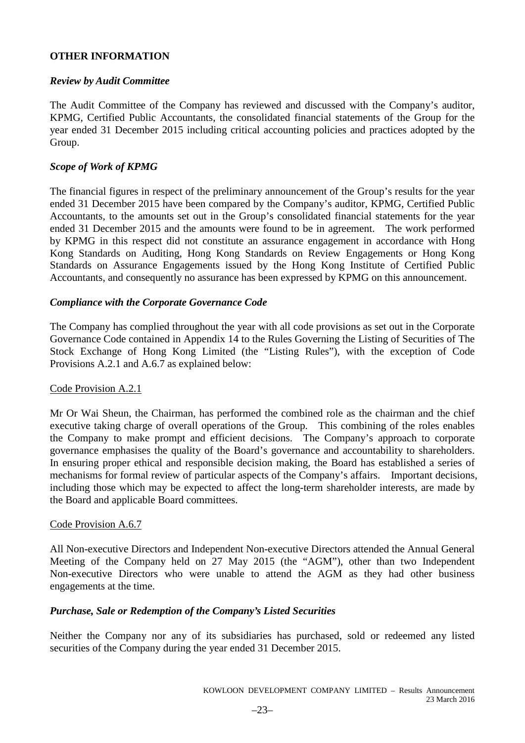## OTHER INFORMATION

### *Review by Audit Committee*

The Audit Committee of the Company has reviewed and discussed with the Company's auditor, KPMG, Certified Public Accountants, the consolidated financial statements of the Group for the year ended 31 December 2015 including critical accounting policies and practices adopted by the Group.

### *Scope of Work of KPMG*

The financial figures in respect of the preliminary announcement of the Group's results for the year ended 31 December 2015 have been compared by the Company's auditor, KPMG, Certified Public Accountants, to the amounts set out in the Group's consolidated financial statements for the year ended 31 December 2015 and the amounts were found to be in agreement. The work performed by KPMG in this respect did not constitute an assurance engagement in accordance with Hong Kong Standards on Auditing, Hong Kong Standards on Review Engagements or Hong Kong Standards on Assurance Engagements issued by the Hong Kong Institute of Certified Public Accountants, and consequently no assurance has been expressed by KPMG on this announcement.

### *Compliance with the Corporate Governance Code*

The Company has complied throughout the year with all code provisions as set out in the Corporate Governance Code contained in Appendix 14 to the Rules Governing the Listing of Securities of The Stock Exchange of Hong Kong Limited (the "Listing Rules"), with the exception of Code Provisions A.2.1 and A.6.7 as explained below:

Code Provision A.2.1

Mr Or Wai Sheun, the Chairman, has performed the combined role as the chairman and the chief executive taking charge of overall operations of the Group. This combining of the roles enables the Company to make prompt and efficient decisions. The Company's approach to corporate governance emphasises the quality of the Board's governance and accountability to shareholders. In ensuring proper ethical and responsible decision making, the Board has established a series of mechanisms for formal review of particular aspects of the Company's affairs. Important decisions, including those which may be expected to affect the long-term shareholder interests, are made by the Board and applicable Board committees.

Code Provision A.6.7

All Non-executive Directors and Independent Non-executive Directors attended the Annual General Meeting of the Company held on 27 May 2015 (the "AGM"), other than two Independent Non-executive Directors who were unable to attend the AGM as they had other business engagements at the time.

### *Purchase, Sale or Redemption of the Company's Listed Securities*

Neither the Company nor any of its subsidiaries has purchased, sold or redeemed any listed securities of the Company during the year ended 31 December 2015.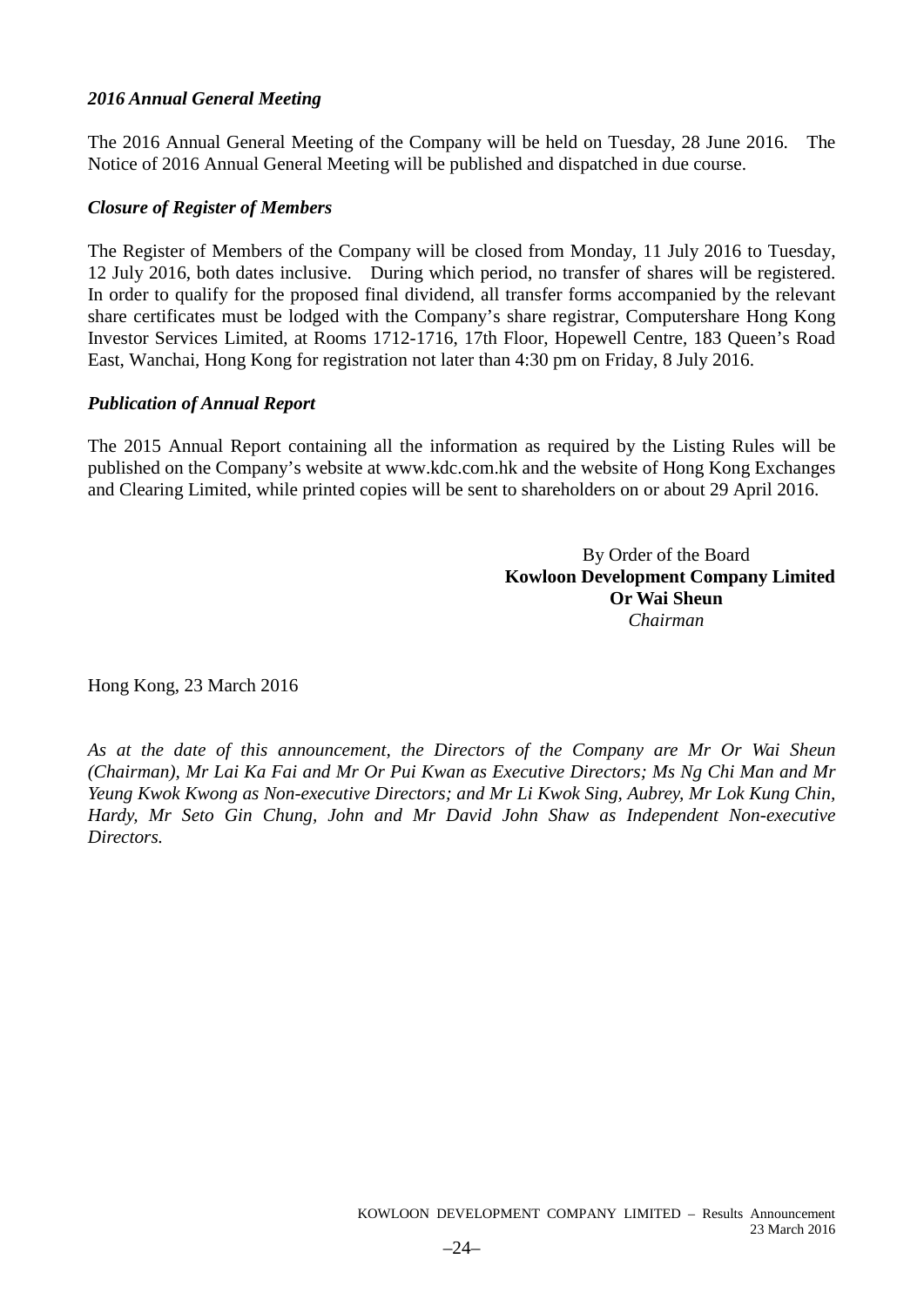### *2016 Annual General Meeting*

The 2016 Annual General Meeting of the Company will be held on Tuesday, 28 June 2016. The Notice of 2016 Annual General Meeting will be published and dispatched in due course.

### *Closure of Register of Members*

The Register of Members of the Company will be closed from Monday, 11 July 2016 to Tuesday, 12 July 2016, both dates inclusive. During which period, no transfer of shares will be registered. In order to qualify for the proposed final dividend, all transfer forms accompanied by the relevant share certificates must be lodged with the Company's share registrar, Computershare Hong Kong Investor Services Limited, at Rooms 1712-1716, 17th Floor, Hopewell Centre, 183 Queen's Road East, Wanchai, Hong Kong for registration not later than 4:30 pm on Friday, 8 July 2016.

### *Publication of Annual Report*

The 2015 Annual Report containing all the information as required by the Listing Rules will be published on the Company's website at www.kdc.com.hk and the website of Hong Kong Exchanges and Clearing Limited, while printed copies will be sent to shareholders on or about 29 April 2016.

By Order of the Board
**Kowloon Development Company Limited**
**Or Wai Sheun**
*Chairman*

Hong Kong, 23 March 2016

*As at the date of this announcement, the Directors of the Company are Mr Or Wai Sheun (Chairman), Mr Lai Ka Fai and Mr Or Pui Kwan as Executive Directors; Ms Ng Chi Man and Mr Yeung Kwok Kwong as Non-executive Directors; and Mr Li Kwok Sing, Aubrey, Mr Lok Kung Chin, Hardy, Mr Seto Gin Chung, John and Mr David John Shaw as Independent Non-executive Directors.*